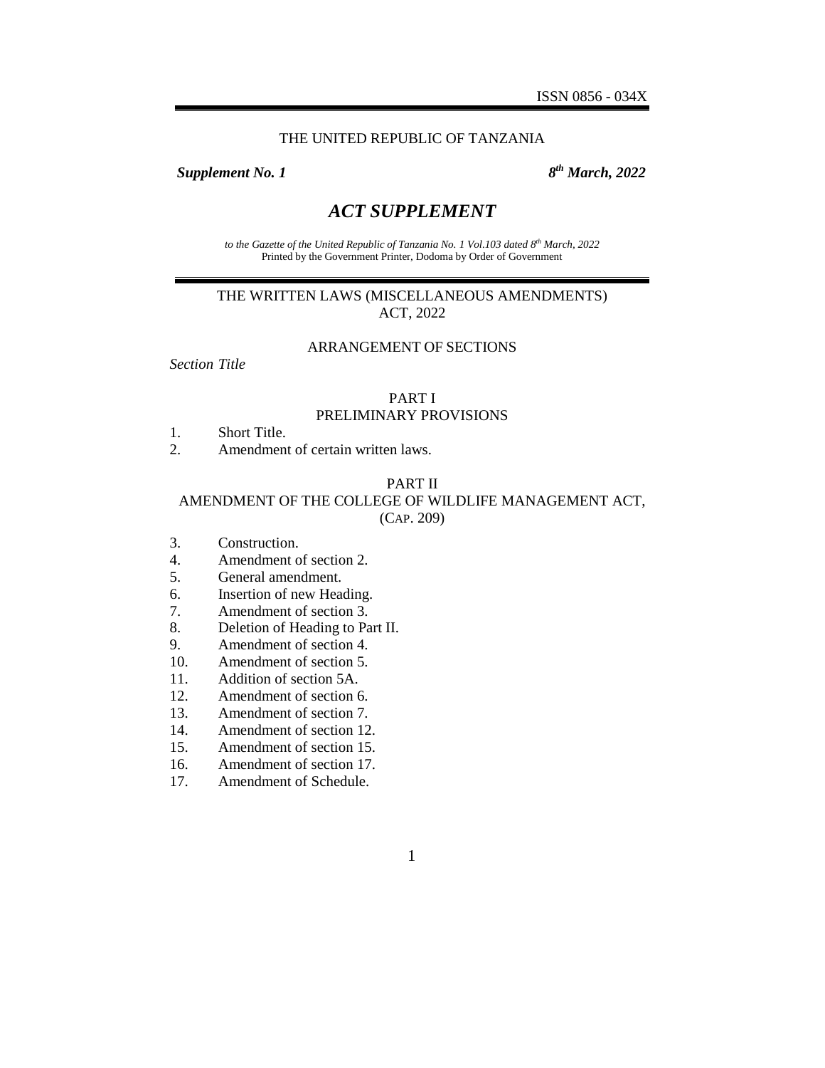ISSN 0856 - 034X

THE UNITED REPUBLIC OF TANZANIA

***Supplement No. 1*** ***8th March, 2022***

# *ACT SUPPLEMENT*

*to the Gazette of the United Republic of Tanzania No. 1 Vol.103 dated 8th March, 2022*
Printed by the Government Printer, Dodoma by Order of Government

## THE WRITTEN LAWS (MISCELLANEOUS AMENDMENTS) ACT, 2022

### ARRANGEMENT OF SECTIONS

*Section Title*

#### PART I
#### PRELIMINARY PROVISIONS

1. Short Title.
2. Amendment of certain written laws.

#### PART II
#### AMENDMENT OF THE COLLEGE OF WILDLIFE MANAGEMENT ACT, (CAP. 209)

3. Construction.
4. Amendment of section 2.
5. General amendment.
6. Insertion of new Heading.
7. Amendment of section 3.
8. Deletion of Heading to Part II.
9. Amendment of section 4.
10. Amendment of section 5.
11. Addition of section 5A.
12. Amendment of section 6.
13. Amendment of section 7.
14. Amendment of section 12.
15. Amendment of section 15.
16. Amendment of section 17.
17. Amendment of Schedule.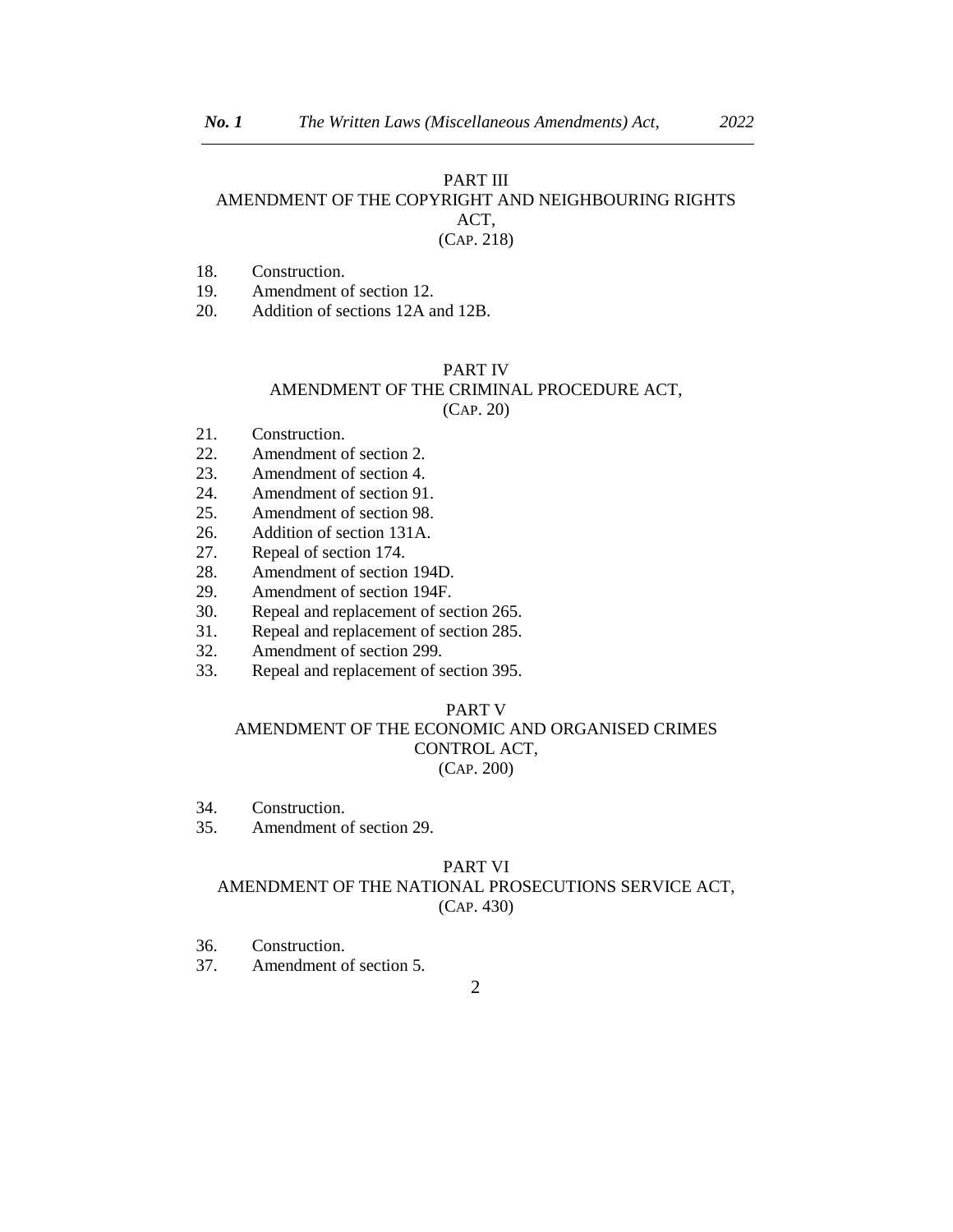## PART III
## AMENDMENT OF THE COPYRIGHT AND NEIGHBOURING RIGHTS ACT,
## (CAP. 218)

18. Construction.
19. Amendment of section 12.
20. Addition of sections 12A and 12B.

## PART IV
## AMENDMENT OF THE CRIMINAL PROCEDURE ACT,
## (CAP. 20)

21. Construction.
22. Amendment of section 2.
23. Amendment of section 4.
24. Amendment of section 91.
25. Amendment of section 98.
26. Addition of section 131A.
27. Repeal of section 174.
28. Amendment of section 194D.
29. Amendment of section 194F.
30. Repeal and replacement of section 265.
31. Repeal and replacement of section 285.
32. Amendment of section 299.
33. Repeal and replacement of section 395.

## PART V
## AMENDMENT OF THE ECONOMIC AND ORGANISED CRIMES CONTROL ACT,
## (CAP. 200)

34. Construction.
35. Amendment of section 29.

## PART VI
## AMENDMENT OF THE NATIONAL PROSECUTIONS SERVICE ACT,
## (CAP. 430)

36. Construction.
37. Amendment of section 5.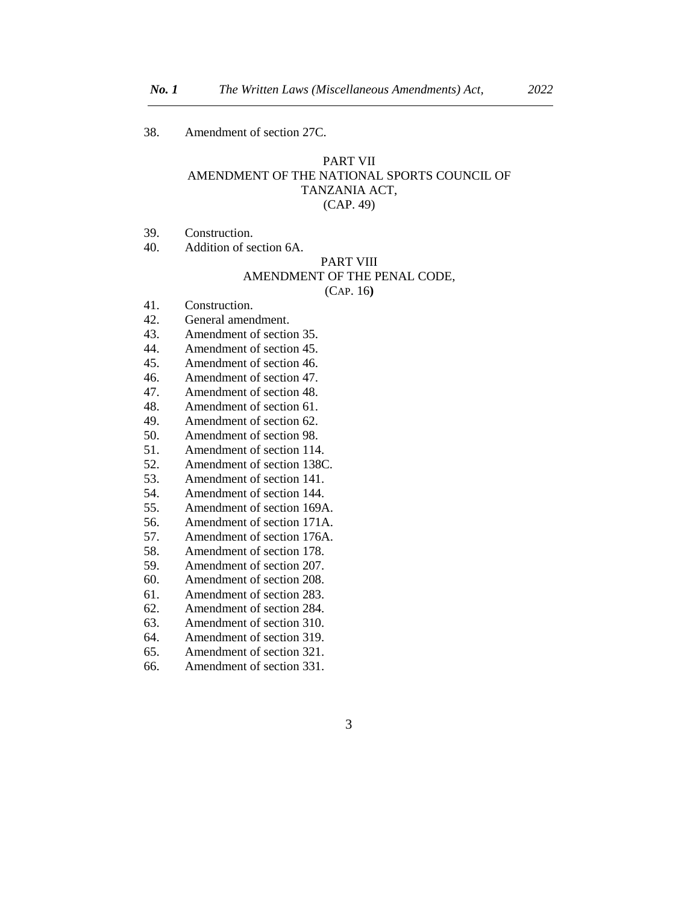38. Amendment of section 27C.

PART VII
AMENDMENT OF THE NATIONAL SPORTS COUNCIL OF TANZANIA ACT,
(CAP. 49)

39. Construction.
40. Addition of section 6A.

PART VIII
AMENDMENT OF THE PENAL CODE,
(CAP. 16)

41. Construction.
42. General amendment.
43. Amendment of section 35.
44. Amendment of section 45.
45. Amendment of section 46.
46. Amendment of section 47.
47. Amendment of section 48.
48. Amendment of section 61.
49. Amendment of section 62.
50. Amendment of section 98.
51. Amendment of section 114.
52. Amendment of section 138C.
53. Amendment of section 141.
54. Amendment of section 144.
55. Amendment of section 169A.
56. Amendment of section 171A.
57. Amendment of section 176A.
58. Amendment of section 178.
59. Amendment of section 207.
60. Amendment of section 208.
61. Amendment of section 283.
62. Amendment of section 284.
63. Amendment of section 310.
64. Amendment of section 319.
65. Amendment of section 321.
66. Amendment of section 331.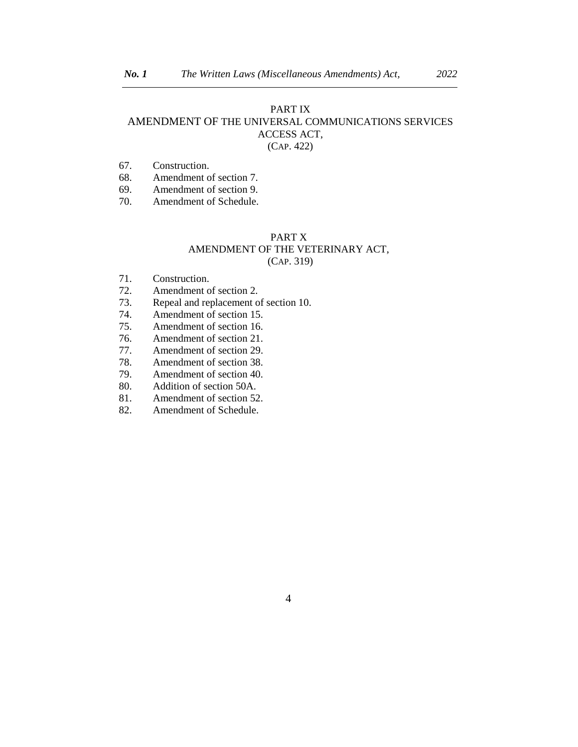## PART IX
## AMENDMENT OF THE UNIVERSAL COMMUNICATIONS SERVICES ACCESS ACT, (CAP. 422)

67. Construction.
68. Amendment of section 7.
69. Amendment of section 9.
70. Amendment of Schedule.

## PART X
## AMENDMENT OF THE VETERINARY ACT, (CAP. 319)

71. Construction.
72. Amendment of section 2.
73. Repeal and replacement of section 10.
74. Amendment of section 15.
75. Amendment of section 16.
76. Amendment of section 21.
77. Amendment of section 29.
78. Amendment of section 38.
79. Amendment of section 40.
80. Addition of section 50A.
81. Amendment of section 52.
82. Amendment of Schedule.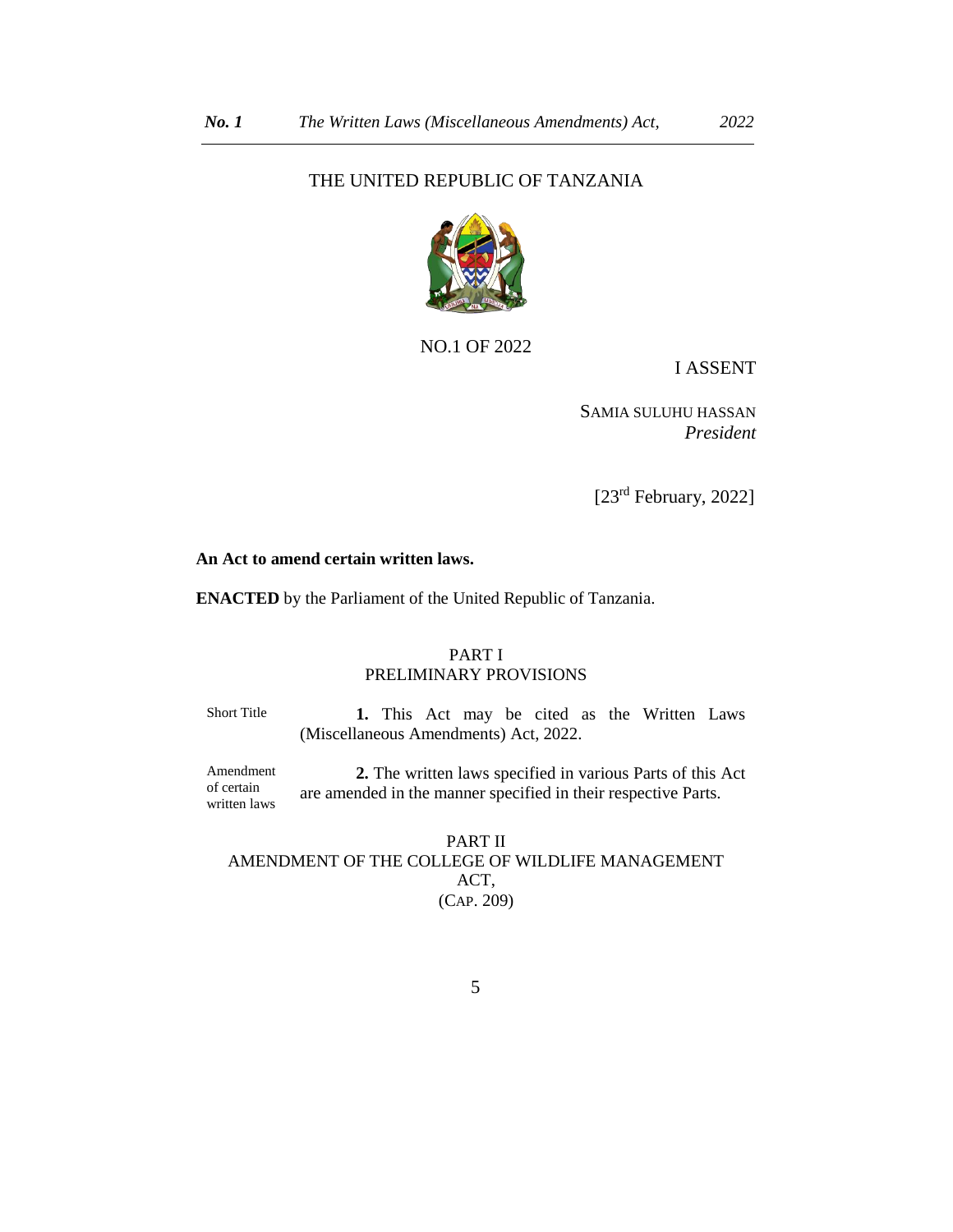# THE UNITED REPUBLIC OF TANZANIA

NO.1 OF 2022

I ASSENT

SAMIA SULUHU HASSAN
*President*

[23rd February, 2022]

**An Act to amend certain written laws.**

**ENACTED** by the Parliament of the United Republic of Tanzania.

## PART I
## PRELIMINARY PROVISIONS

Short Title

**1.** This Act may be cited as the Written Laws (Miscellaneous Amendments) Act, 2022.

Amendment of certain written laws

**2.** The written laws specified in various Parts of this Act are amended in the manner specified in their respective Parts.

## PART II
## AMENDMENT OF THE COLLEGE OF WILDLIFE MANAGEMENT ACT,
## (CAP. 209)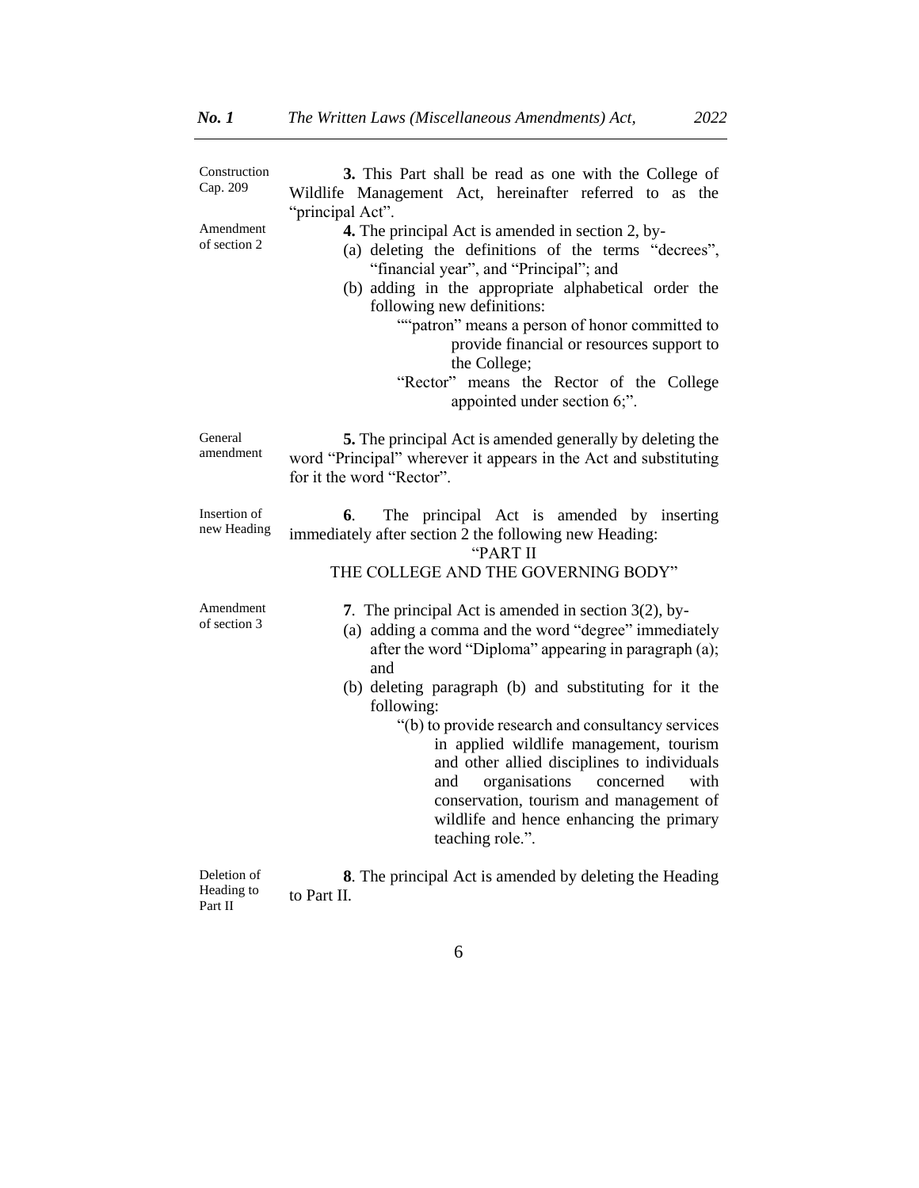Construction Cap. 209

**3.** This Part shall be read as one with the College of Wildlife Management Act, hereinafter referred to as the "principal Act".

Amendment of section 2

**4.** The principal Act is amended in section 2, by-

(a) deleting the definitions of the terms "decrees", "financial year", and "Principal"; and

(b) adding in the appropriate alphabetical order the following new definitions:

""patron" means a person of honor committed to provide financial or resources support to the College;

"Rector" means the Rector of the College appointed under section 6;".

General amendment

**5.** The principal Act is amended generally by deleting the word "Principal" wherever it appears in the Act and substituting for it the word "Rector".

Insertion of new Heading

**6**. The principal Act is amended by inserting immediately after section 2 the following new Heading:

"PART II
THE COLLEGE AND THE GOVERNING BODY"

Amendment of section 3

**7**. The principal Act is amended in section 3(2), by-

(a) adding a comma and the word "degree" immediately after the word "Diploma" appearing in paragraph (a); and

(b) deleting paragraph (b) and substituting for it the following:

"(b) to provide research and consultancy services in applied wildlife management, tourism and other allied disciplines to individuals and organisations concerned with conservation, tourism and management of wildlife and hence enhancing the primary teaching role.".

Deletion of Heading to Part II

**8**. The principal Act is amended by deleting the Heading to Part II.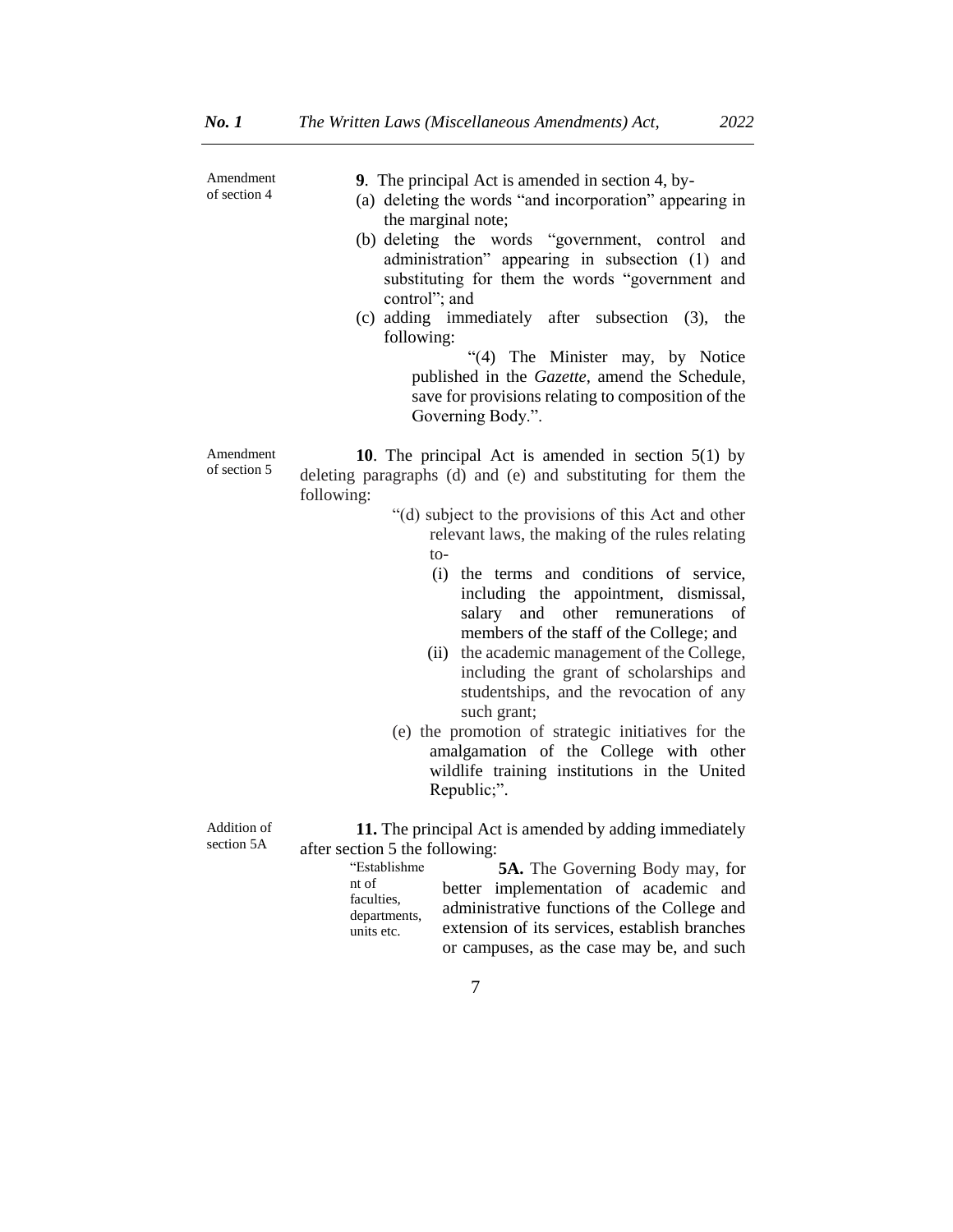Amendment of section 4

**9**. The principal Act is amended in section 4, by-

(a) deleting the words "and incorporation" appearing in the marginal note;

(b) deleting the words "government, control and administration" appearing in subsection (1) and substituting for them the words "government and control"; and

(c) adding immediately after subsection (3), the following:

"(4) The Minister may, by Notice published in the *Gazette*, amend the Schedule, save for provisions relating to composition of the Governing Body.".

Amendment of section 5

**10**. The principal Act is amended in section 5(1) by deleting paragraphs (d) and (e) and substituting for them the following:

"(d) subject to the provisions of this Act and other relevant laws, the making of the rules relating to-

(i) the terms and conditions of service, including the appointment, dismissal, salary and other remunerations of members of the staff of the College; and

(ii) the academic management of the College, including the grant of scholarships and studentships, and the revocation of any such grant;

(e) the promotion of strategic initiatives for the amalgamation of the College with other wildlife training institutions in the United Republic;".

Addition of section 5A

**11.** The principal Act is amended by adding immediately after section 5 the following:

"Establishment of faculties, departments, units etc.

**5A.** The Governing Body may, for better implementation of academic and administrative functions of the College and extension of its services, establish branches or campuses, as the case may be, and such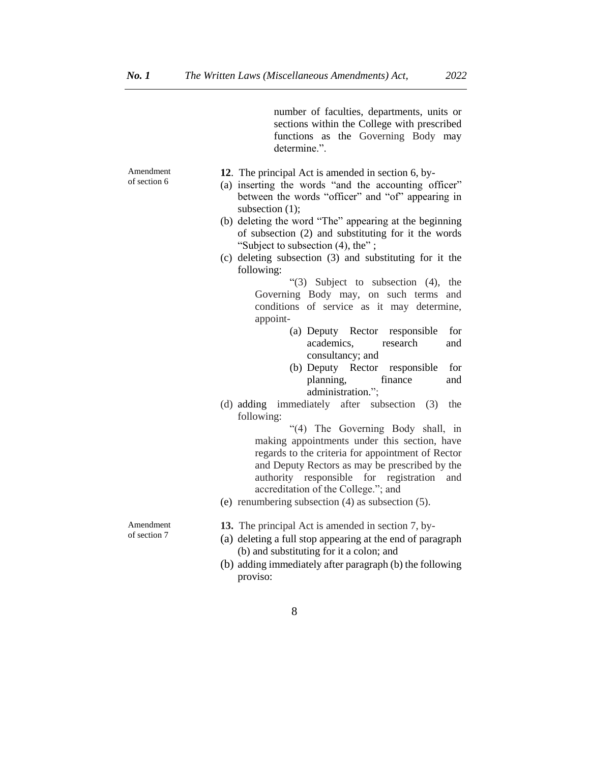number of faculties, departments, units or sections within the College with prescribed functions as the Governing Body may determine.".

Amendment of section 6

**12**. The principal Act is amended in section 6, by-

(a) inserting the words "and the accounting officer" between the words "officer" and "of" appearing in subsection (1);

(b) deleting the word "The" appearing at the beginning of subsection (2) and substituting for it the words "Subject to subsection (4), the" ;

(c) deleting subsection (3) and substituting for it the following:

> "(3) Subject to subsection (4), the Governing Body may, on such terms and conditions of service as it may determine, appoint-
>
> (a) Deputy Rector responsible for academics, research and consultancy; and
>
> (b) Deputy Rector responsible for planning, finance and administration.";

(d) adding immediately after subsection (3) the following:

> "(4) The Governing Body shall, in making appointments under this section, have regards to the criteria for appointment of Rector and Deputy Rectors as may be prescribed by the authority responsible for registration and accreditation of the College."; and

(e) renumbering subsection (4) as subsection (5).

Amendment of section 7

**13.** The principal Act is amended in section 7, by-

(a) deleting a full stop appearing at the end of paragraph (b) and substituting for it a colon; and

(b) adding immediately after paragraph (b) the following proviso: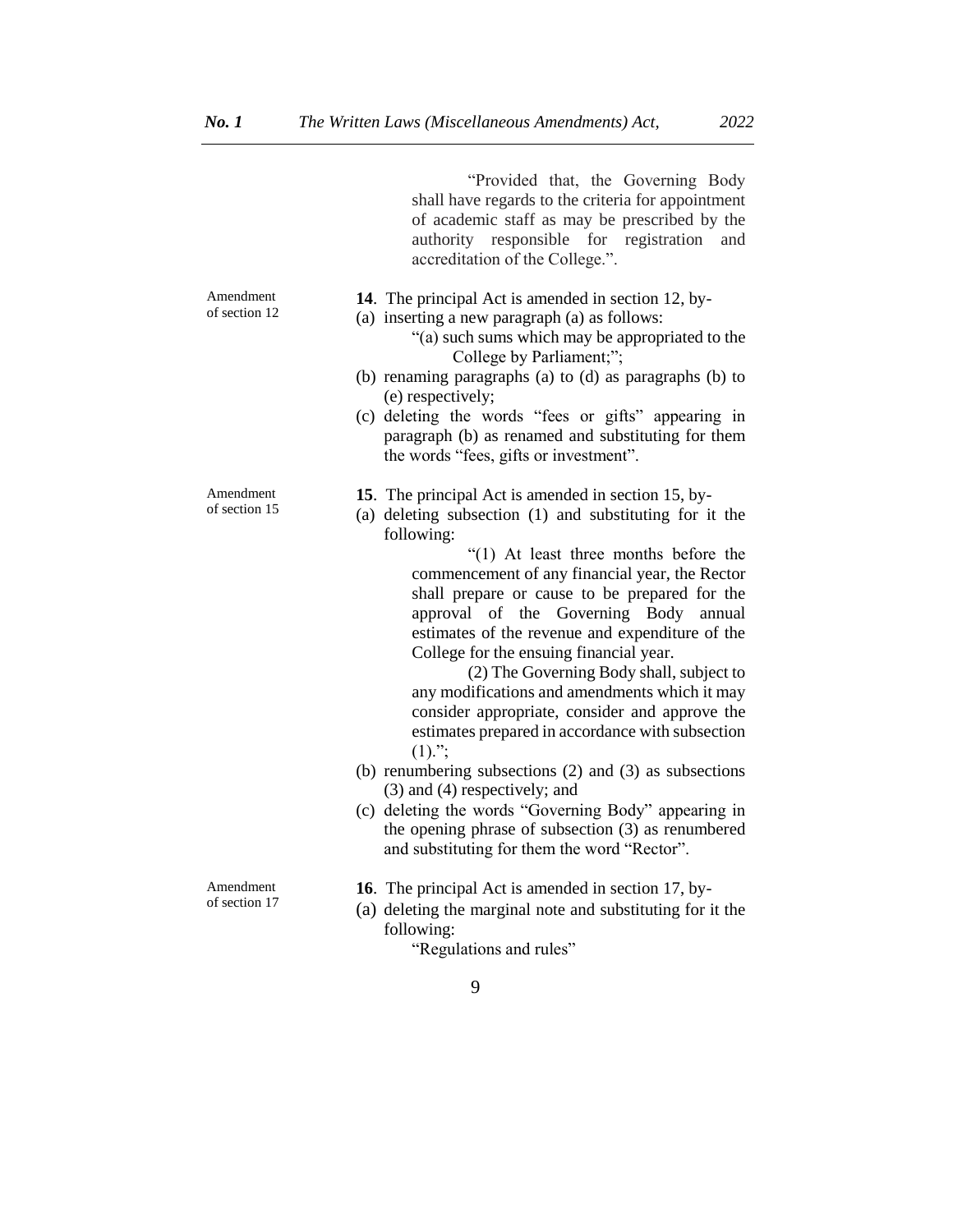"Provided that, the Governing Body shall have regards to the criteria for appointment of academic staff as may be prescribed by the authority responsible for registration and accreditation of the College.".

Amendment of section 12

**14**. The principal Act is amended in section 12, by-

(a) inserting a new paragraph (a) as follows:

"(a) such sums which may be appropriated to the College by Parliament;";

(b) renaming paragraphs (a) to (d) as paragraphs (b) to (e) respectively;

(c) deleting the words "fees or gifts" appearing in paragraph (b) as renamed and substituting for them the words "fees, gifts or investment".

Amendment of section 15

**15**. The principal Act is amended in section 15, by-

(a) deleting subsection (1) and substituting for it the following:

"(1) At least three months before the commencement of any financial year, the Rector shall prepare or cause to be prepared for the approval of the Governing Body annual estimates of the revenue and expenditure of the College for the ensuing financial year.

(2) The Governing Body shall, subject to any modifications and amendments which it may consider appropriate, consider and approve the estimates prepared in accordance with subsection (1).";

(b) renumbering subsections (2) and (3) as subsections (3) and (4) respectively; and

(c) deleting the words "Governing Body" appearing in the opening phrase of subsection (3) as renumbered and substituting for them the word "Rector".

Amendment of section 17

**16**. The principal Act is amended in section 17, by-

(a) deleting the marginal note and substituting for it the following:

"Regulations and rules"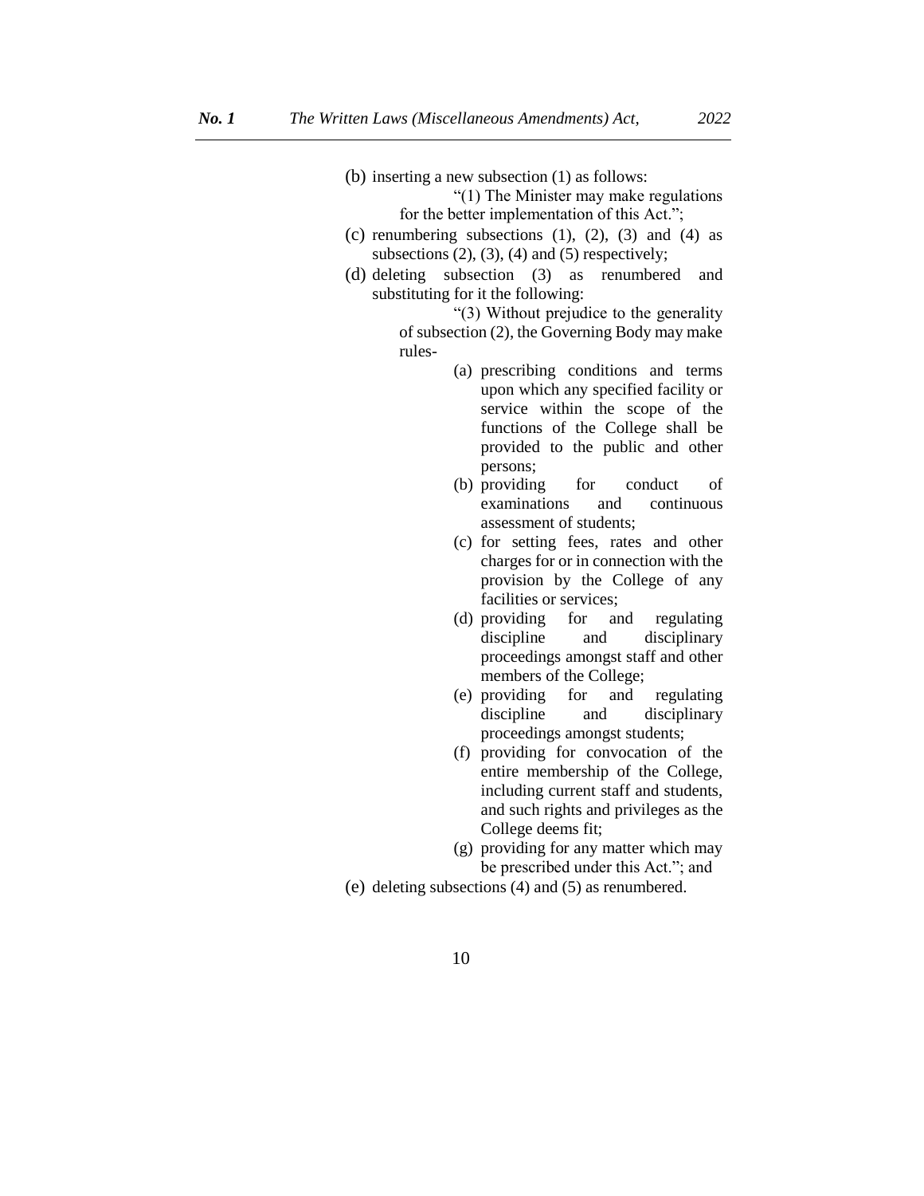(b) inserting a new subsection (1) as follows:

> "(1) The Minister may make regulations for the better implementation of this Act.";

(c) renumbering subsections (1), (2), (3) and (4) as subsections (2), (3), (4) and (5) respectively;

(d) deleting subsection (3) as renumbered and substituting for it the following:

> "(3) Without prejudice to the generality of subsection (2), the Governing Body may make rules-
>
> (a) prescribing conditions and terms upon which any specified facility or service within the scope of the functions of the College shall be provided to the public and other persons;
>
> (b) providing for conduct of examinations and continuous assessment of students;
>
> (c) for setting fees, rates and other charges for or in connection with the provision by the College of any facilities or services;
>
> (d) providing for and regulating discipline and disciplinary proceedings amongst staff and other members of the College;
>
> (e) providing for and regulating discipline and disciplinary proceedings amongst students;
>
> (f) providing for convocation of the entire membership of the College, including current staff and students, and such rights and privileges as the College deems fit;
>
> (g) providing for any matter which may be prescribed under this Act."; and

(e) deleting subsections (4) and (5) as renumbered.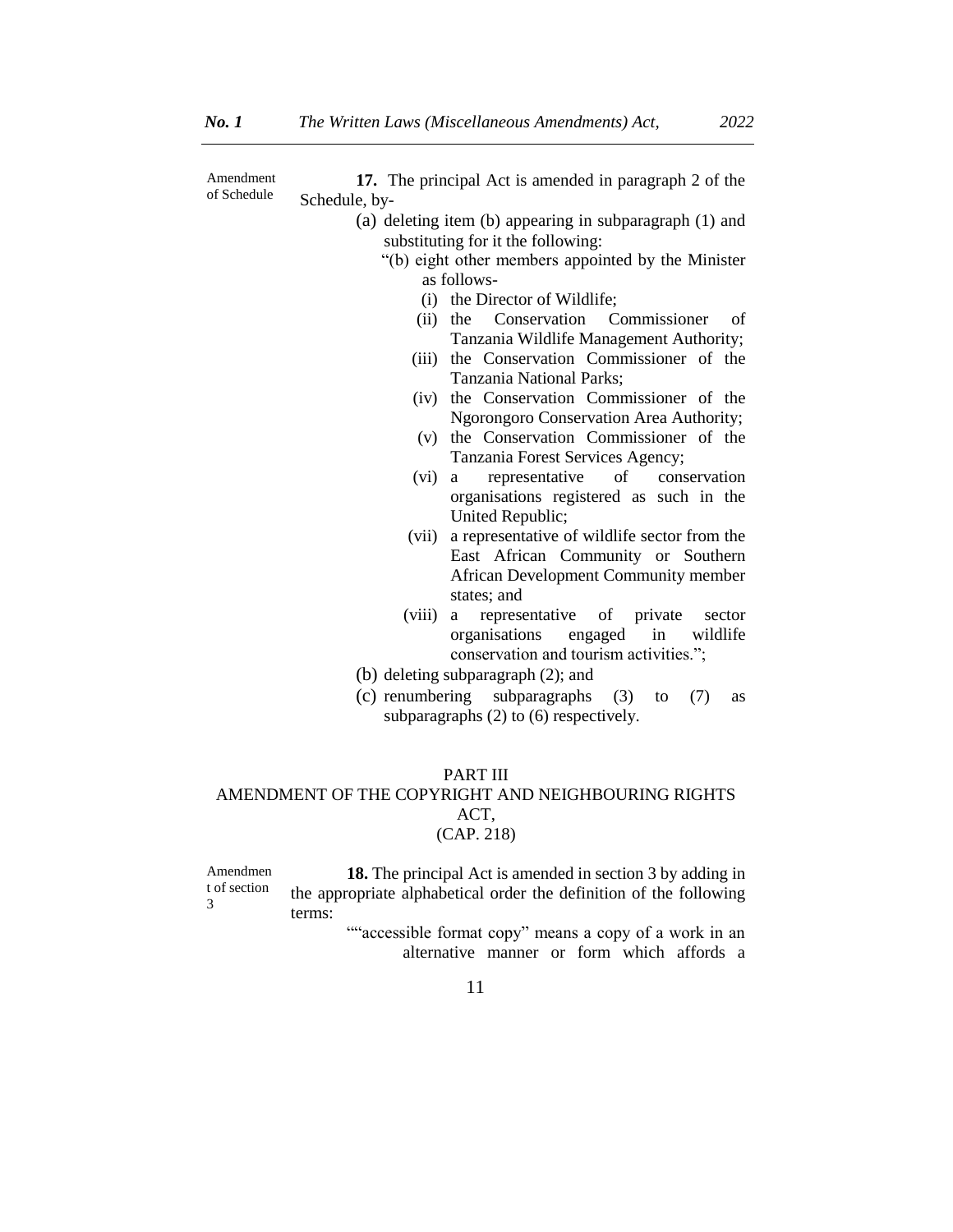Amendment of Schedule

**17.** The principal Act is amended in paragraph 2 of the Schedule, by-

(a) deleting item (b) appearing in subparagraph (1) and substituting for it the following:

"(b) eight other members appointed by the Minister as follows-

(i) the Director of Wildlife;

(ii) the Conservation Commissioner of Tanzania Wildlife Management Authority;

(iii) the Conservation Commissioner of the Tanzania National Parks;

(iv) the Conservation Commissioner of the Ngorongoro Conservation Area Authority;

(v) the Conservation Commissioner of the Tanzania Forest Services Agency;

(vi) a representative of conservation organisations registered as such in the United Republic;

(vii) a representative of wildlife sector from the East African Community or Southern African Development Community member states; and

(viii) a representative of private sector organisations engaged in wildlife conservation and tourism activities.";

(b) deleting subparagraph (2); and

(c) renumbering subparagraphs (3) to (7) as subparagraphs (2) to (6) respectively.

## PART III
## AMENDMENT OF THE COPYRIGHT AND NEIGHBOURING RIGHTS ACT,
## (CAP. 218)

Amendment of section 3

**18.** The principal Act is amended in section 3 by adding in the appropriate alphabetical order the definition of the following terms:

""accessible format copy" means a copy of a work in an alternative manner or form which affords a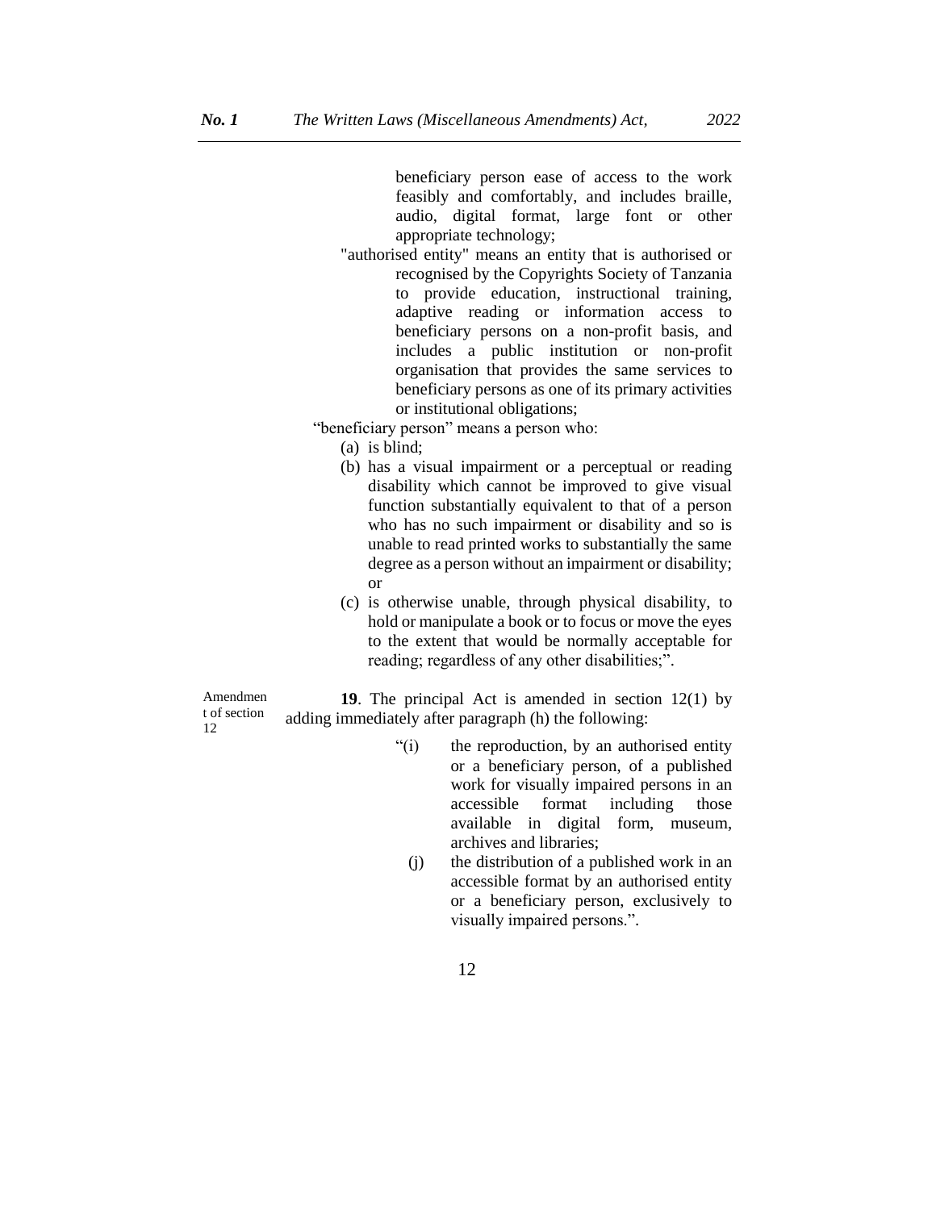beneficiary person ease of access to the work feasibly and comfortably, and includes braille, audio, digital format, large font or other appropriate technology;

"authorised entity" means an entity that is authorised or recognised by the Copyrights Society of Tanzania to provide education, instructional training, adaptive reading or information access to beneficiary persons on a non-profit basis, and includes a public institution or non-profit organisation that provides the same services to beneficiary persons as one of its primary activities or institutional obligations;

"beneficiary person" means a person who:

(a) is blind;

(b) has a visual impairment or a perceptual or reading disability which cannot be improved to give visual function substantially equivalent to that of a person who has no such impairment or disability and so is unable to read printed works to substantially the same degree as a person without an impairment or disability; or

(c) is otherwise unable, through physical disability, to hold or manipulate a book or to focus or move the eyes to the extent that would be normally acceptable for reading; regardless of any other disabilities;".

Amendment of section 12

**19**. The principal Act is amended in section 12(1) by adding immediately after paragraph (h) the following:

"(i) the reproduction, by an authorised entity or a beneficiary person, of a published work for visually impaired persons in an accessible format including those available in digital form, museum, archives and libraries;

(j) the distribution of a published work in an accessible format by an authorised entity or a beneficiary person, exclusively to visually impaired persons.".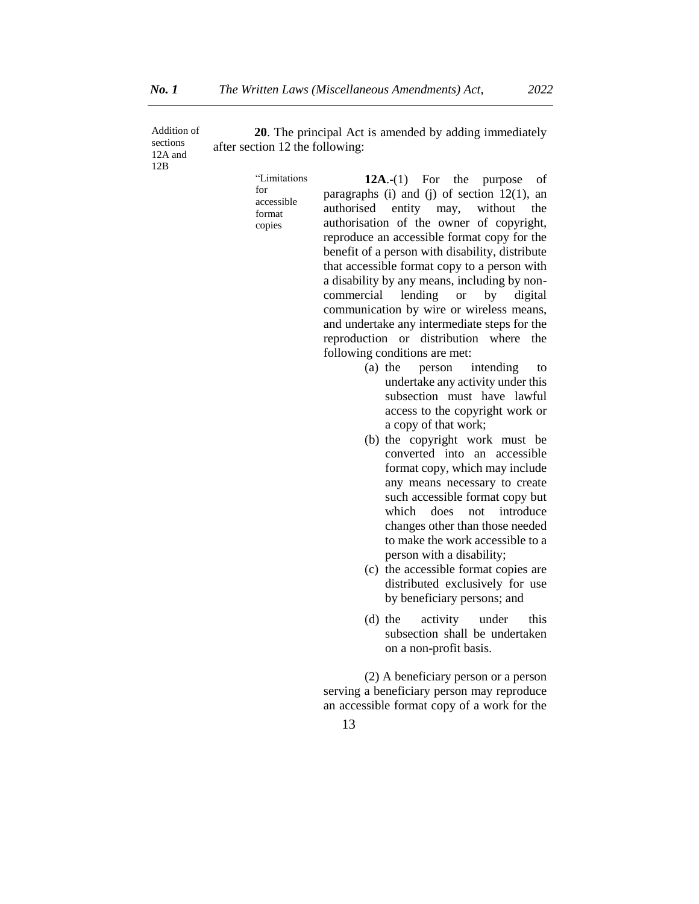Addition of sections 12A and 12B

**20**. The principal Act is amended by adding immediately after section 12 the following:

"Limitations for accessible format copies

**12A**.-(1) For the purpose of paragraphs (i) and (j) of section 12(1), an authorised entity may, without the authorisation of the owner of copyright, reproduce an accessible format copy for the benefit of a person with disability, distribute that accessible format copy to a person with a disability by any means, including by non-commercial lending or by digital communication by wire or wireless means, and undertake any intermediate steps for the reproduction or distribution where the following conditions are met:

(a) the person intending to undertake any activity under this subsection must have lawful access to the copyright work or a copy of that work;

(b) the copyright work must be converted into an accessible format copy, which may include any means necessary to create such accessible format copy but which does not introduce changes other than those needed to make the work accessible to a person with a disability;

(c) the accessible format copies are distributed exclusively for use by beneficiary persons; and

(d) the activity under this subsection shall be undertaken on a non-profit basis.

(2) A beneficiary person or a person serving a beneficiary person may reproduce an accessible format copy of a work for the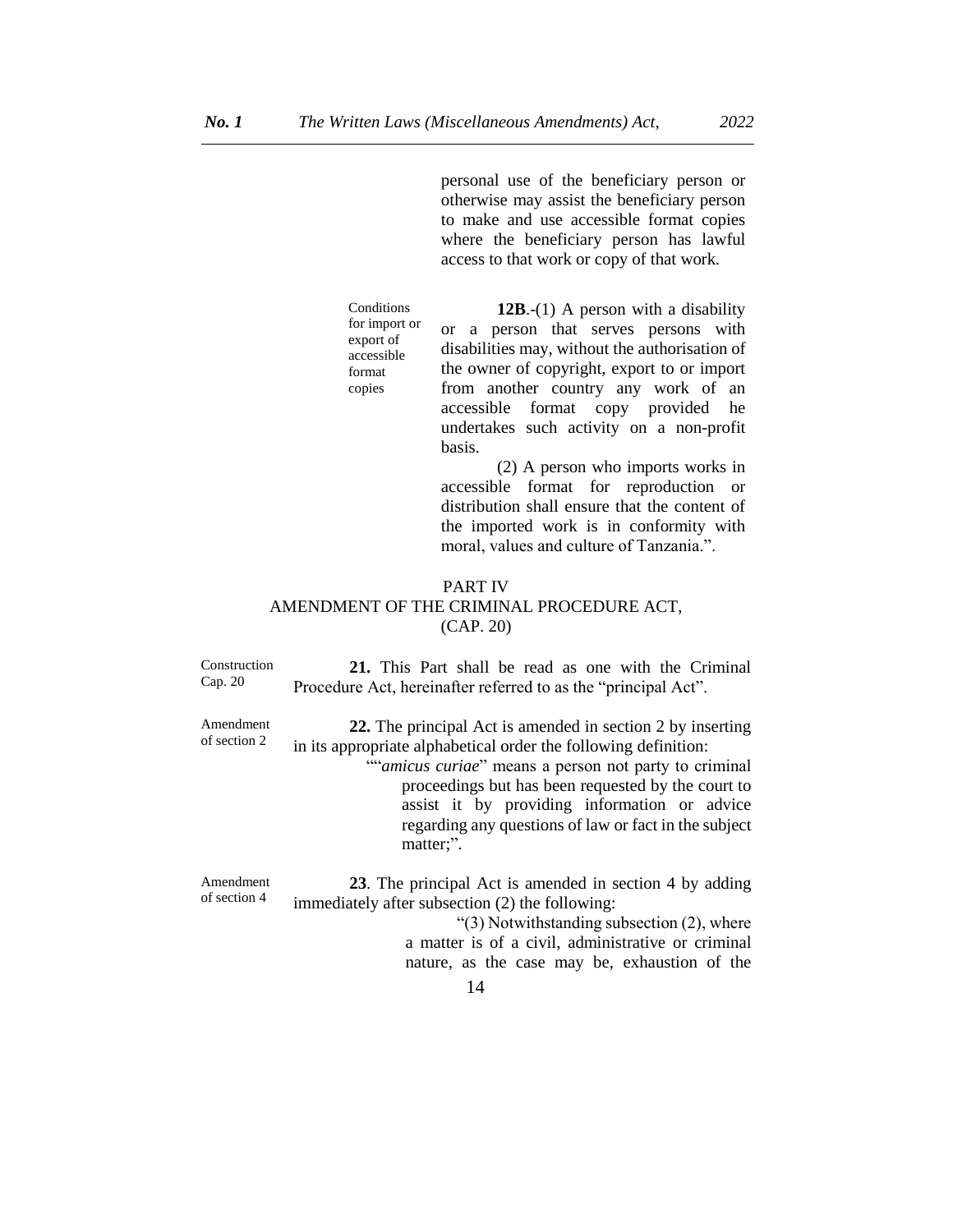personal use of the beneficiary person or otherwise may assist the beneficiary person to make and use accessible format copies where the beneficiary person has lawful access to that work or copy of that work.

Conditions for import or export of accessible format copies

**12B**.-(1) A person with a disability or a person that serves persons with disabilities may, without the authorisation of the owner of copyright, export to or import from another country any work of an accessible format copy provided he undertakes such activity on a non-profit basis.

(2) A person who imports works in accessible format for reproduction or distribution shall ensure that the content of the imported work is in conformity with moral, values and culture of Tanzania.".

## PART IV
## AMENDMENT OF THE CRIMINAL PROCEDURE ACT, (CAP. 20)

Construction Cap. 20

**21.** This Part shall be read as one with the Criminal Procedure Act, hereinafter referred to as the "principal Act".

Amendment of section 2

**22.** The principal Act is amended in section 2 by inserting in its appropriate alphabetical order the following definition:

""*amicus curiae*" means a person not party to criminal proceedings but has been requested by the court to assist it by providing information or advice regarding any questions of law or fact in the subject matter;".

Amendment of section 4

**23**. The principal Act is amended in section 4 by adding immediately after subsection (2) the following:

"(3) Notwithstanding subsection (2), where a matter is of a civil, administrative or criminal nature, as the case may be, exhaustion of the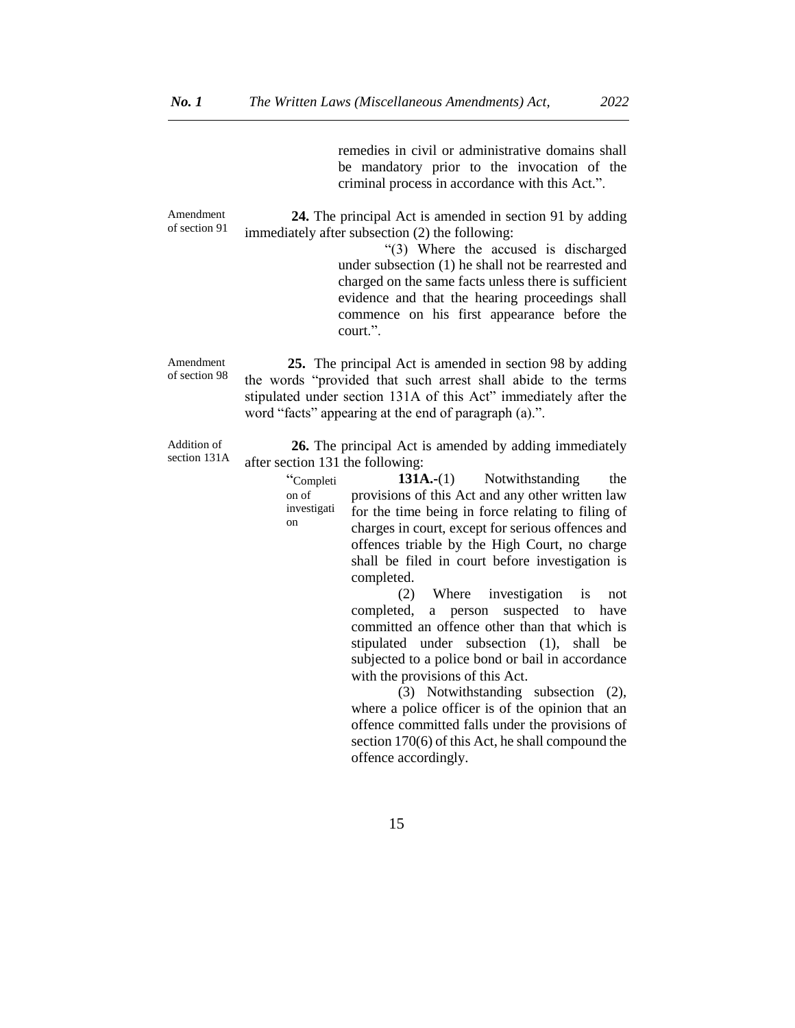remedies in civil or administrative domains shall be mandatory prior to the invocation of the criminal process in accordance with this Act.".

Amendment of section 91

**24.** The principal Act is amended in section 91 by adding immediately after subsection (2) the following:

"(3) Where the accused is discharged under subsection (1) he shall not be rearrested and charged on the same facts unless there is sufficient evidence and that the hearing proceedings shall commence on his first appearance before the court.".

Amendment of section 98

**25.** The principal Act is amended in section 98 by adding the words "provided that such arrest shall abide to the terms stipulated under section 131A of this Act" immediately after the word "facts" appearing at the end of paragraph (a).".

Addition of section 131A

**26.** The principal Act is amended by adding immediately after section 131 the following:

"Completion of investigation

**131A.**-(1) Notwithstanding the provisions of this Act and any other written law for the time being in force relating to filing of charges in court, except for serious offences and offences triable by the High Court, no charge shall be filed in court before investigation is completed.

(2) Where investigation is not completed, a person suspected to have committed an offence other than that which is stipulated under subsection (1), shall be subjected to a police bond or bail in accordance with the provisions of this Act.

(3) Notwithstanding subsection (2), where a police officer is of the opinion that an offence committed falls under the provisions of section 170(6) of this Act, he shall compound the offence accordingly.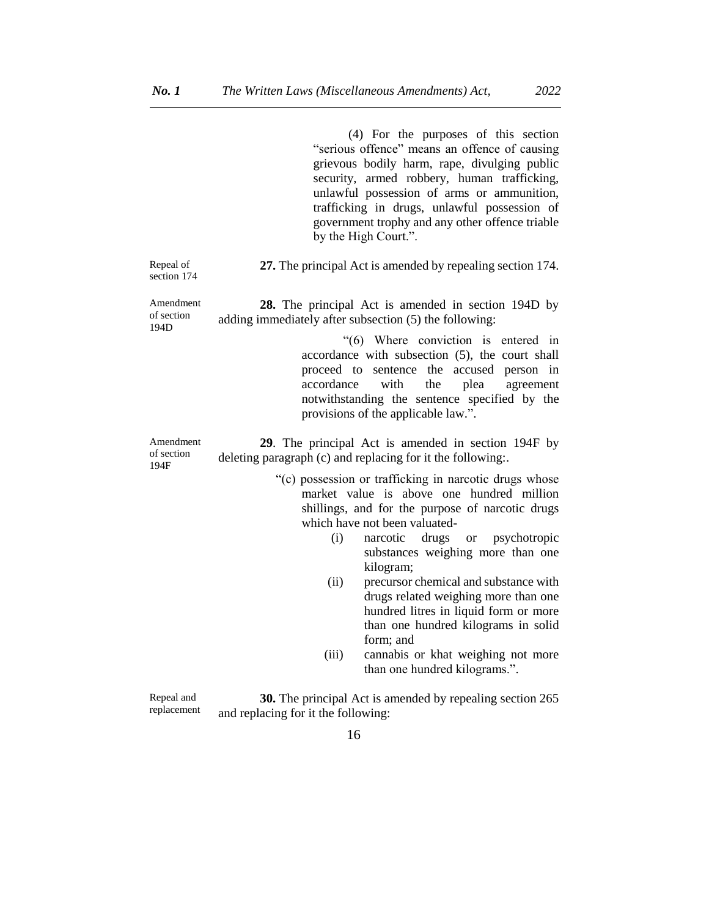(4) For the purposes of this section "serious offence" means an offence of causing grievous bodily harm, rape, divulging public security, armed robbery, human trafficking, unlawful possession of arms or ammunition, trafficking in drugs, unlawful possession of government trophy and any other offence triable by the High Court.".

Repeal of section 174

**27.** The principal Act is amended by repealing section 174.

Amendment of section 194D

**28.** The principal Act is amended in section 194D by adding immediately after subsection (5) the following:

"(6) Where conviction is entered in accordance with subsection (5), the court shall proceed to sentence the accused person in accordance with the plea agreement notwithstanding the sentence specified by the provisions of the applicable law.".

Amendment of section 194F

**29**. The principal Act is amended in section 194F by deleting paragraph (c) and replacing for it the following:.

"(c) possession or trafficking in narcotic drugs whose market value is above one hundred million shillings, and for the purpose of narcotic drugs which have not been valuated-

(i) narcotic drugs or psychotropic substances weighing more than one kilogram;

(ii) precursor chemical and substance with drugs related weighing more than one hundred litres in liquid form or more than one hundred kilograms in solid form; and

(iii) cannabis or khat weighing not more than one hundred kilograms.".

Repeal and replacement

**30.** The principal Act is amended by repealing section 265 and replacing for it the following: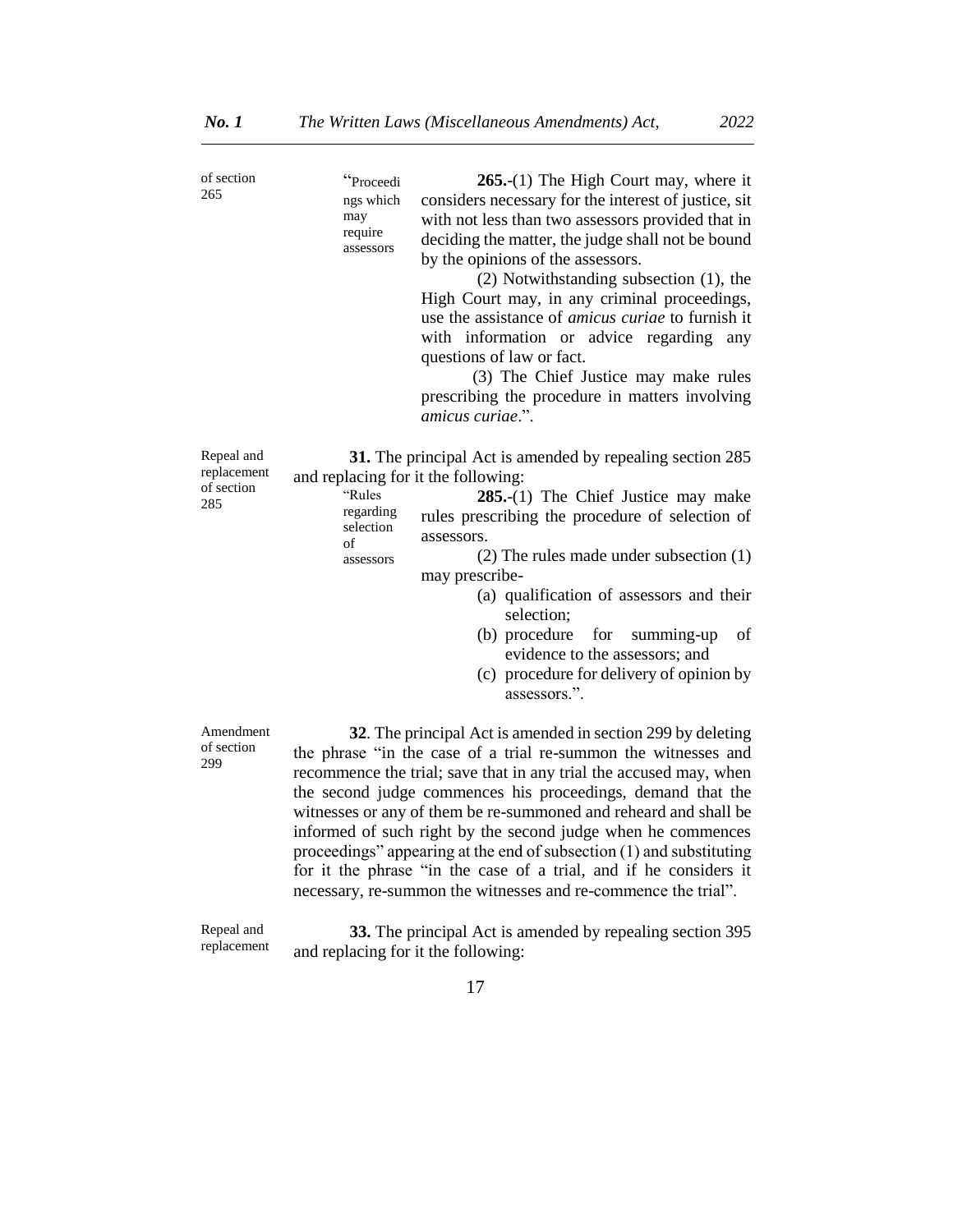of section 265

"Proceedings which may require assessors

**265.**-(1) The High Court may, where it considers necessary for the interest of justice, sit with not less than two assessors provided that in deciding the matter, the judge shall not be bound by the opinions of the assessors.

(2) Notwithstanding subsection (1), the High Court may, in any criminal proceedings, use the assistance of *amicus curiae* to furnish it with information or advice regarding any questions of law or fact.

(3) The Chief Justice may make rules prescribing the procedure in matters involving *amicus curiae*.".

Repeal and replacement of section 285

**31.** The principal Act is amended by repealing section 285 and replacing for it the following:

"Rules regarding selection of assessors

**285.**-(1) The Chief Justice may make rules prescribing the procedure of selection of assessors.

(2) The rules made under subsection (1) may prescribe-

(a) qualification of assessors and their selection;

(b) procedure for summing-up of evidence to the assessors; and

(c) procedure for delivery of opinion by assessors.".

Amendment of section 299

**32**. The principal Act is amended in section 299 by deleting the phrase "in the case of a trial re-summon the witnesses and recommence the trial; save that in any trial the accused may, when the second judge commences his proceedings, demand that the witnesses or any of them be re-summoned and reheard and shall be informed of such right by the second judge when he commences proceedings" appearing at the end of subsection (1) and substituting for it the phrase "in the case of a trial, and if he considers it necessary, re-summon the witnesses and re-commence the trial".

Repeal and replacement

**33.** The principal Act is amended by repealing section 395 and replacing for it the following: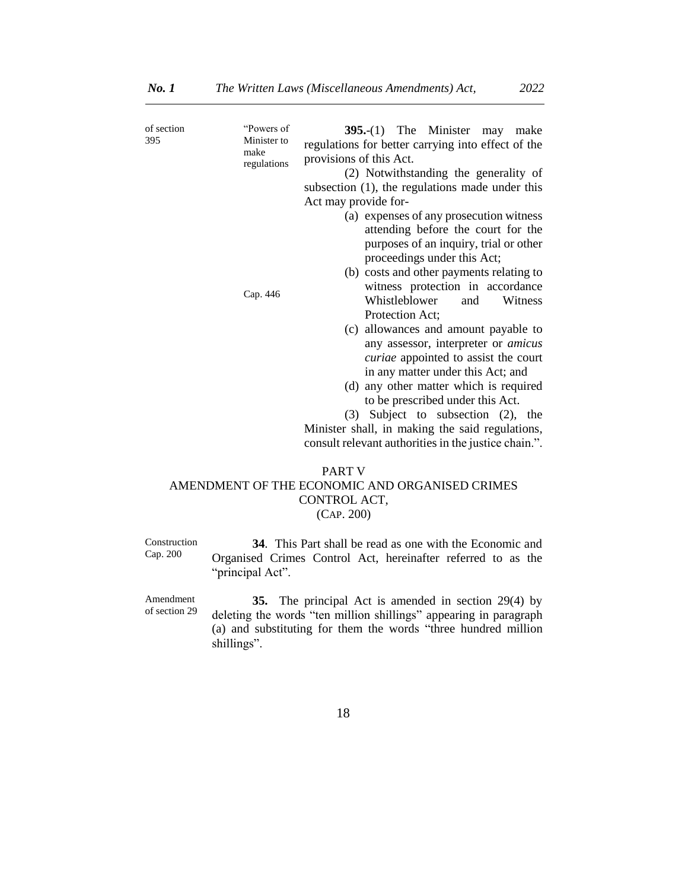of section 395

"Powers of Minister to make regulations

**395.**-(1) The Minister may make regulations for better carrying into effect of the provisions of this Act.

(2) Notwithstanding the generality of subsection (1), the regulations made under this Act may provide for-

(a) expenses of any prosecution witness attending before the court for the purposes of an inquiry, trial or other proceedings under this Act;

(b) costs and other payments relating to witness protection in accordance Whistleblower and Witness Protection Act; (Cap. 446)

(c) allowances and amount payable to any assessor, interpreter or *amicus curiae* appointed to assist the court in any matter under this Act; and

(d) any other matter which is required to be prescribed under this Act.

(3) Subject to subsection (2), the Minister shall, in making the said regulations, consult relevant authorities in the justice chain.".

## PART V
## AMENDMENT OF THE ECONOMIC AND ORGANISED CRIMES CONTROL ACT, (CAP. 200)

Construction Cap. 200

**34**. This Part shall be read as one with the Economic and Organised Crimes Control Act, hereinafter referred to as the "principal Act".

Amendment of section 29

**35.** The principal Act is amended in section 29(4) by deleting the words "ten million shillings" appearing in paragraph (a) and substituting for them the words "three hundred million shillings".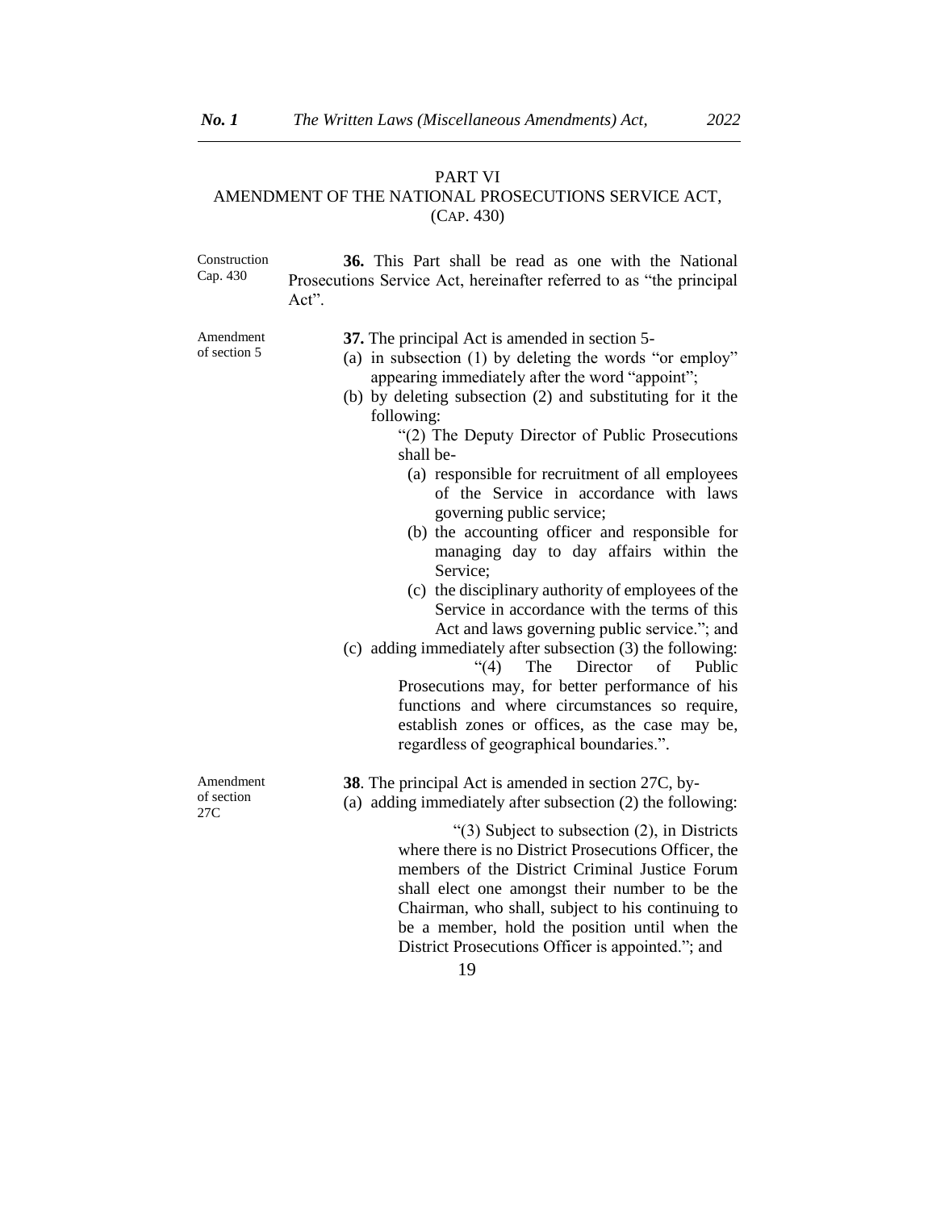## PART VI
## AMENDMENT OF THE NATIONAL PROSECUTIONS SERVICE ACT, (CAP. 430)

Construction Cap. 430

**36.** This Part shall be read as one with the National Prosecutions Service Act, hereinafter referred to as "the principal Act".

Amendment of section 5

**37.** The principal Act is amended in section 5-

(a) in subsection (1) by deleting the words "or employ" appearing immediately after the word "appoint";

(b) by deleting subsection (2) and substituting for it the following:

"(2) The Deputy Director of Public Prosecutions shall be-

(a) responsible for recruitment of all employees of the Service in accordance with laws governing public service;

(b) the accounting officer and responsible for managing day to day affairs within the Service;

(c) the disciplinary authority of employees of the Service in accordance with the terms of this Act and laws governing public service."; and

(c) adding immediately after subsection (3) the following:

"(4) The Director of Public Prosecutions may, for better performance of his functions and where circumstances so require, establish zones or offices, as the case may be, regardless of geographical boundaries.".

Amendment of section 27C

**38**. The principal Act is amended in section 27C, by-

(a) adding immediately after subsection (2) the following:

"(3) Subject to subsection (2), in Districts where there is no District Prosecutions Officer, the members of the District Criminal Justice Forum shall elect one amongst their number to be the Chairman, who shall, subject to his continuing to be a member, hold the position until when the District Prosecutions Officer is appointed."; and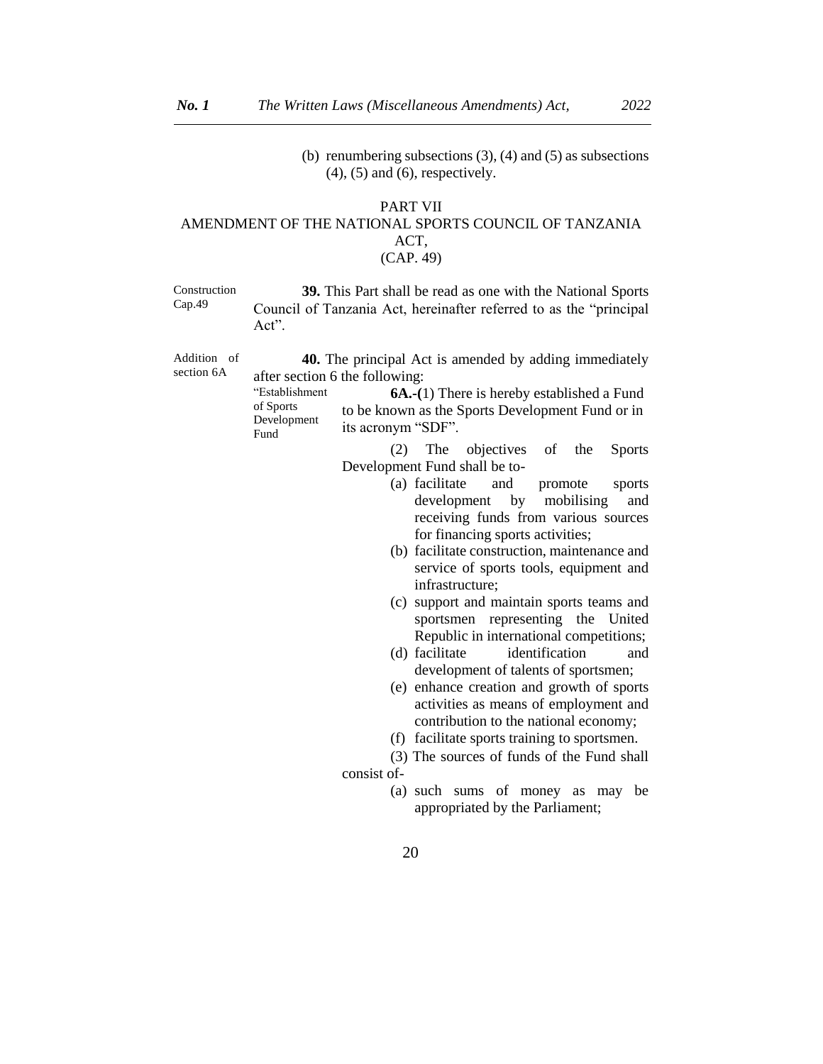(b) renumbering subsections (3), (4) and (5) as subsections (4), (5) and (6), respectively.

## PART VII
## AMENDMENT OF THE NATIONAL SPORTS COUNCIL OF TANZANIA ACT, (CAP. 49)

Construction Cap.49

**39.** This Part shall be read as one with the National Sports Council of Tanzania Act, hereinafter referred to as the "principal Act".

Addition of section 6A

**40.** The principal Act is amended by adding immediately after section 6 the following:

"Establishment of Sports Development Fund

**6A.-(**1) There is hereby established a Fund to be known as the Sports Development Fund or in its acronym "SDF".

(2) The objectives of the Sports Development Fund shall be to-

(a) facilitate and promote sports development by mobilising and receiving funds from various sources for financing sports activities;

(b) facilitate construction, maintenance and service of sports tools, equipment and infrastructure;

(c) support and maintain sports teams and sportsmen representing the United Republic in international competitions;

(d) facilitate identification and development of talents of sportsmen;

(e) enhance creation and growth of sports activities as means of employment and contribution to the national economy;

(f) facilitate sports training to sportsmen.

(3) The sources of funds of the Fund shall consist of-

(a) such sums of money as may be appropriated by the Parliament;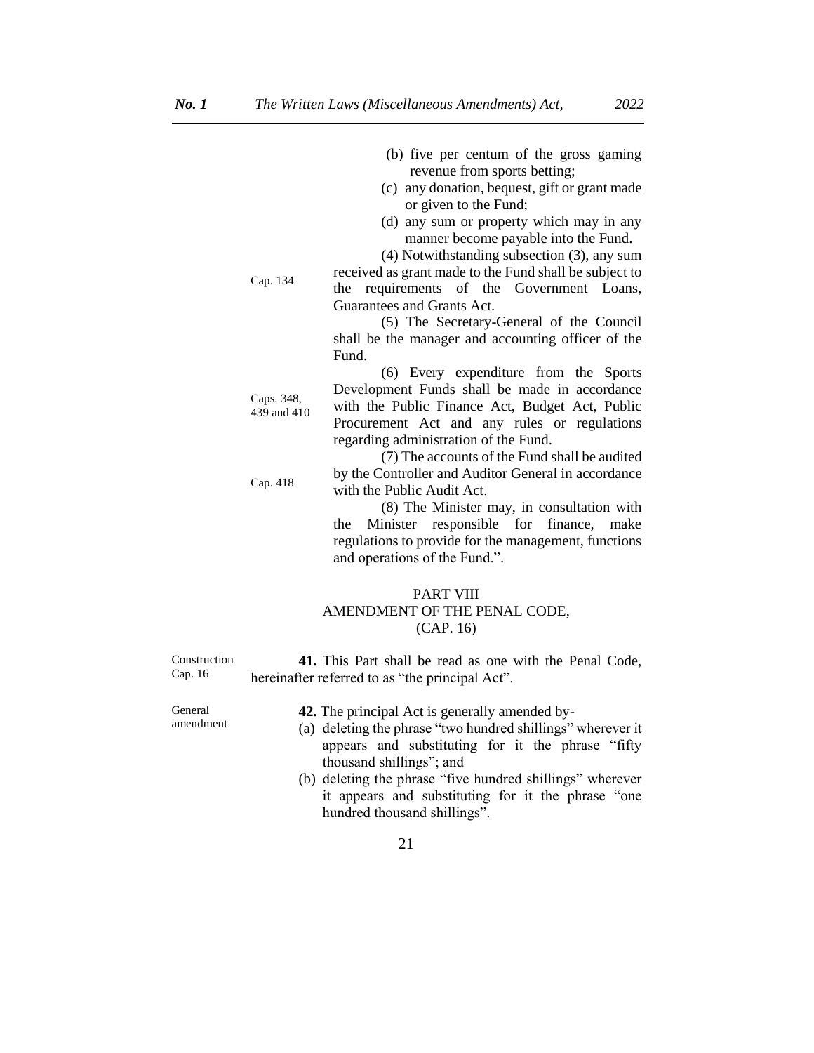(b) five per centum of the gross gaming revenue from sports betting;

(c) any donation, bequest, gift or grant made or given to the Fund;

(d) any sum or property which may in any manner become payable into the Fund.

Cap. 134

(4) Notwithstanding subsection (3), any sum received as grant made to the Fund shall be subject to the requirements of the Government Loans, Guarantees and Grants Act.

(5) The Secretary-General of the Council shall be the manager and accounting officer of the Fund.

Caps. 348, 439 and 410

(6) Every expenditure from the Sports Development Funds shall be made in accordance with the Public Finance Act, Budget Act, Public Procurement Act and any rules or regulations regarding administration of the Fund.

Cap. 418

(7) The accounts of the Fund shall be audited by the Controller and Auditor General in accordance with the Public Audit Act.

(8) The Minister may, in consultation with the Minister responsible for finance, make regulations to provide for the management, functions and operations of the Fund.".

## PART VIII
## AMENDMENT OF THE PENAL CODE, (CAP. 16)

Construction Cap. 16

**41.** This Part shall be read as one with the Penal Code, hereinafter referred to as "the principal Act".

General amendment

**42.** The principal Act is generally amended by-

(a) deleting the phrase "two hundred shillings" wherever it appears and substituting for it the phrase "fifty thousand shillings"; and

(b) deleting the phrase "five hundred shillings" wherever it appears and substituting for it the phrase "one hundred thousand shillings".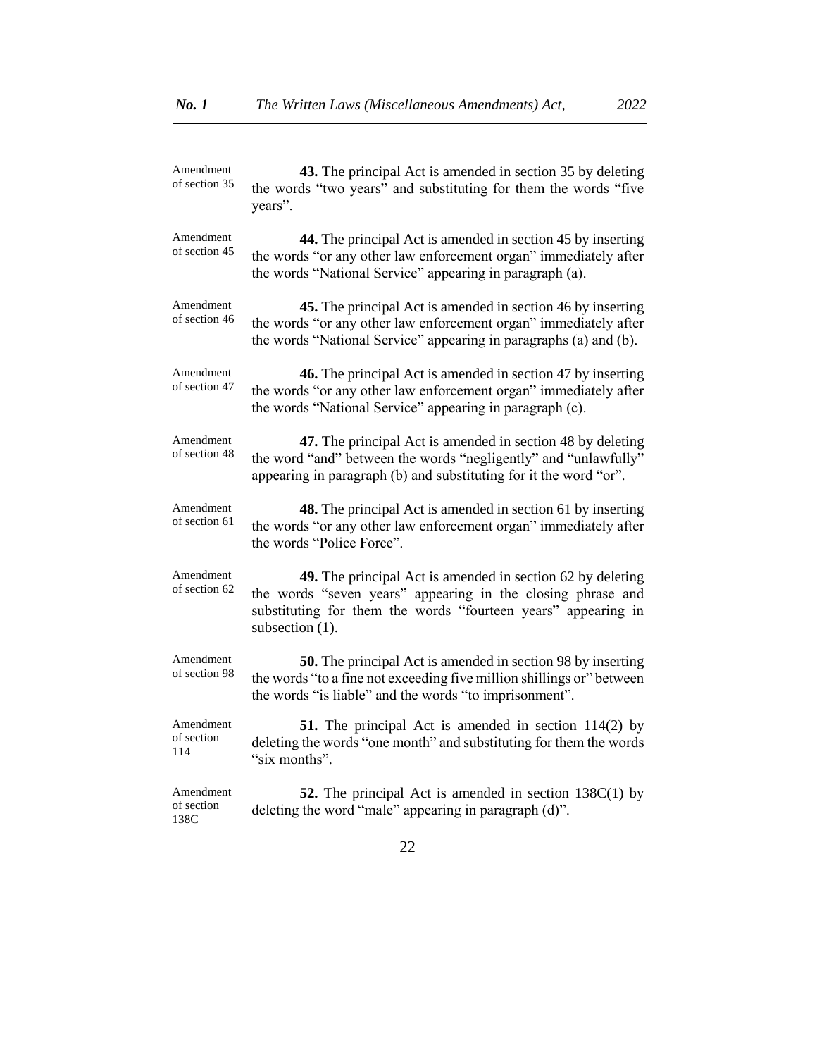Amendment of section 35

**43.** The principal Act is amended in section 35 by deleting the words "two years" and substituting for them the words "five years".

Amendment of section 45

**44.** The principal Act is amended in section 45 by inserting the words "or any other law enforcement organ" immediately after the words "National Service" appearing in paragraph (a).

Amendment of section 46

**45.** The principal Act is amended in section 46 by inserting the words "or any other law enforcement organ" immediately after the words "National Service" appearing in paragraphs (a) and (b).

Amendment of section 47

**46.** The principal Act is amended in section 47 by inserting the words "or any other law enforcement organ" immediately after the words "National Service" appearing in paragraph (c).

Amendment of section 48

**47.** The principal Act is amended in section 48 by deleting the word "and" between the words "negligently" and "unlawfully" appearing in paragraph (b) and substituting for it the word "or".

Amendment of section 61

**48.** The principal Act is amended in section 61 by inserting the words "or any other law enforcement organ" immediately after the words "Police Force".

Amendment of section 62

**49.** The principal Act is amended in section 62 by deleting the words "seven years" appearing in the closing phrase and substituting for them the words "fourteen years" appearing in subsection (1).

Amendment of section 98

**50.** The principal Act is amended in section 98 by inserting the words "to a fine not exceeding five million shillings or" between the words "is liable" and the words "to imprisonment".

Amendment of section 114

**51.** The principal Act is amended in section 114(2) by deleting the words "one month" and substituting for them the words "six months".

Amendment of section 138C

**52.** The principal Act is amended in section 138C(1) by deleting the word "male" appearing in paragraph (d)".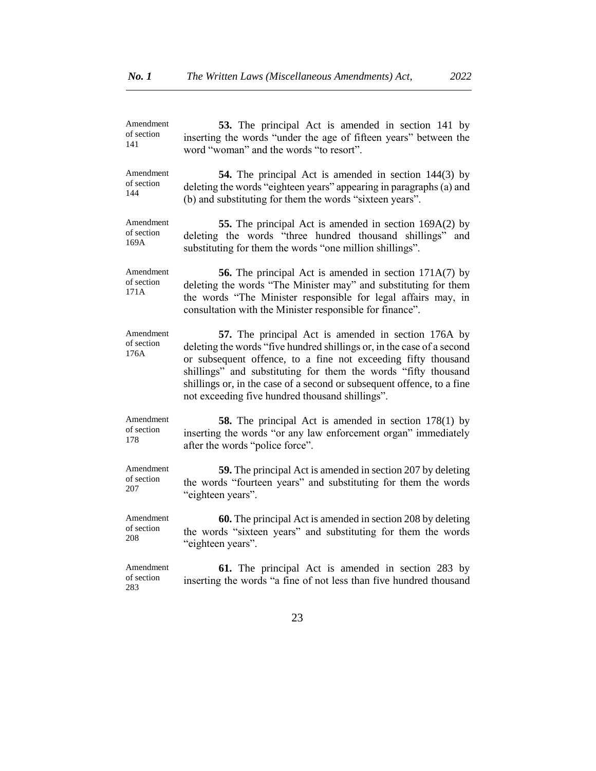Amendment of section 141

**53.** The principal Act is amended in section 141 by inserting the words "under the age of fifteen years" between the word "woman" and the words "to resort".

Amendment of section 144

**54.** The principal Act is amended in section 144(3) by deleting the words "eighteen years" appearing in paragraphs (a) and (b) and substituting for them the words "sixteen years".

Amendment of section 169A

**55.** The principal Act is amended in section 169A(2) by deleting the words "three hundred thousand shillings" and substituting for them the words "one million shillings".

Amendment of section 171A

**56.** The principal Act is amended in section 171A(7) by deleting the words "The Minister may" and substituting for them the words "The Minister responsible for legal affairs may, in consultation with the Minister responsible for finance".

Amendment of section 176A

**57.** The principal Act is amended in section 176A by deleting the words "five hundred shillings or, in the case of a second or subsequent offence, to a fine not exceeding fifty thousand shillings" and substituting for them the words "fifty thousand shillings or, in the case of a second or subsequent offence, to a fine not exceeding five hundred thousand shillings".

Amendment of section 178

**58.** The principal Act is amended in section 178(1) by inserting the words "or any law enforcement organ" immediately after the words "police force".

Amendment of section 207

**59.** The principal Act is amended in section 207 by deleting the words "fourteen years" and substituting for them the words "eighteen years".

Amendment of section 208

**60.** The principal Act is amended in section 208 by deleting the words "sixteen years" and substituting for them the words "eighteen years".

Amendment of section 283

**61.** The principal Act is amended in section 283 by inserting the words "a fine of not less than five hundred thousand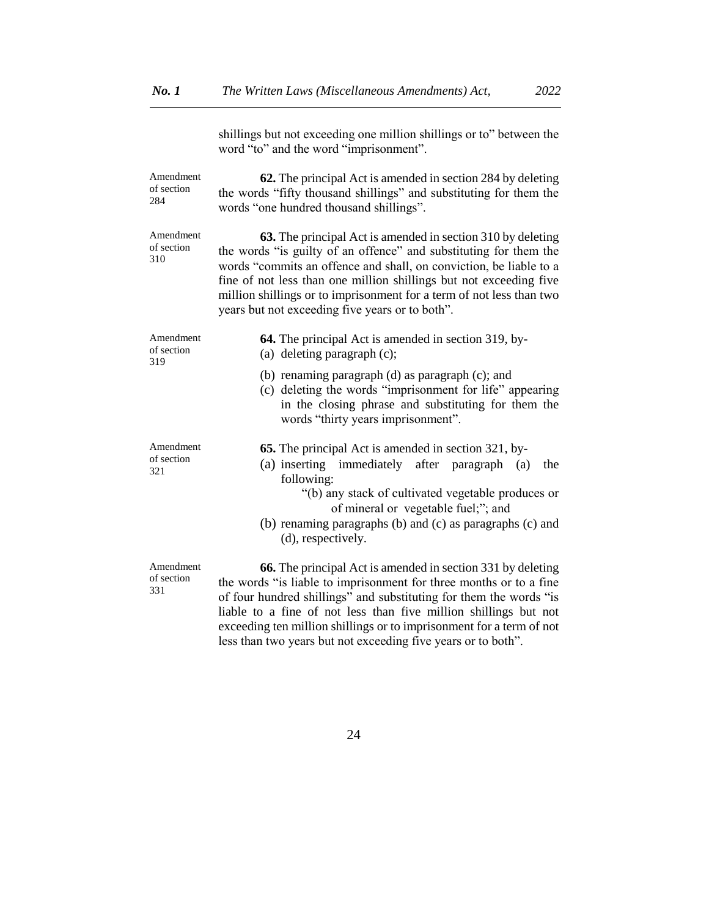shillings but not exceeding one million shillings or to" between the word "to" and the word "imprisonment".

Amendment of section 284

**62.** The principal Act is amended in section 284 by deleting the words "fifty thousand shillings" and substituting for them the words "one hundred thousand shillings".

Amendment of section 310

**63.** The principal Act is amended in section 310 by deleting the words "is guilty of an offence" and substituting for them the words "commits an offence and shall, on conviction, be liable to a fine of not less than one million shillings but not exceeding five million shillings or to imprisonment for a term of not less than two years but not exceeding five years or to both".

Amendment of section 319

**64.** The principal Act is amended in section 319, by-

(a) deleting paragraph (c);

(b) renaming paragraph (d) as paragraph (c); and

(c) deleting the words "imprisonment for life" appearing in the closing phrase and substituting for them the words "thirty years imprisonment".

Amendment of section 321

**65.** The principal Act is amended in section 321, by-

(a) inserting immediately after paragraph (a) the following:

"(b) any stack of cultivated vegetable produces or of mineral or vegetable fuel;"; and

(b) renaming paragraphs (b) and (c) as paragraphs (c) and (d), respectively.

Amendment of section 331

**66.** The principal Act is amended in section 331 by deleting the words "is liable to imprisonment for three months or to a fine of four hundred shillings" and substituting for them the words "is liable to a fine of not less than five million shillings but not exceeding ten million shillings or to imprisonment for a term of not less than two years but not exceeding five years or to both".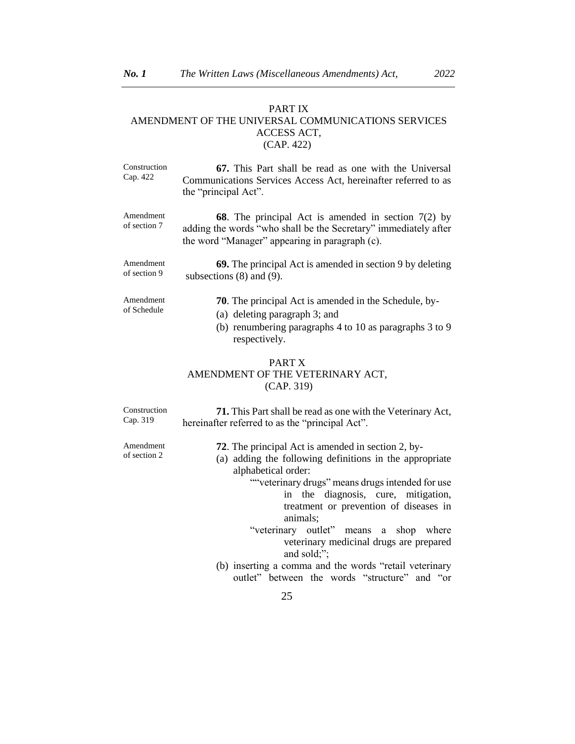## PART IX
## AMENDMENT OF THE UNIVERSAL COMMUNICATIONS SERVICES ACCESS ACT, (CAP. 422)

Construction Cap. 422

**67.** This Part shall be read as one with the Universal Communications Services Access Act, hereinafter referred to as the "principal Act".

Amendment of section 7

**68**. The principal Act is amended in section 7(2) by adding the words "who shall be the Secretary" immediately after the word "Manager" appearing in paragraph (c).

Amendment of section 9

**69.** The principal Act is amended in section 9 by deleting subsections (8) and (9).

Amendment of Schedule

**70**. The principal Act is amended in the Schedule, by-

(a) deleting paragraph 3; and

(b) renumbering paragraphs 4 to 10 as paragraphs 3 to 9 respectively.

## PART X
## AMENDMENT OF THE VETERINARY ACT, (CAP. 319)

Construction Cap. 319

**71.** This Part shall be read as one with the Veterinary Act, hereinafter referred to as the "principal Act".

Amendment of section 2

**72**. The principal Act is amended in section 2, by-

(a) adding the following definitions in the appropriate alphabetical order:

""veterinary drugs" means drugs intended for use in the diagnosis, cure, mitigation, treatment or prevention of diseases in animals;

"veterinary outlet" means a shop where veterinary medicinal drugs are prepared and sold;";

(b) inserting a comma and the words "retail veterinary outlet" between the words "structure" and "or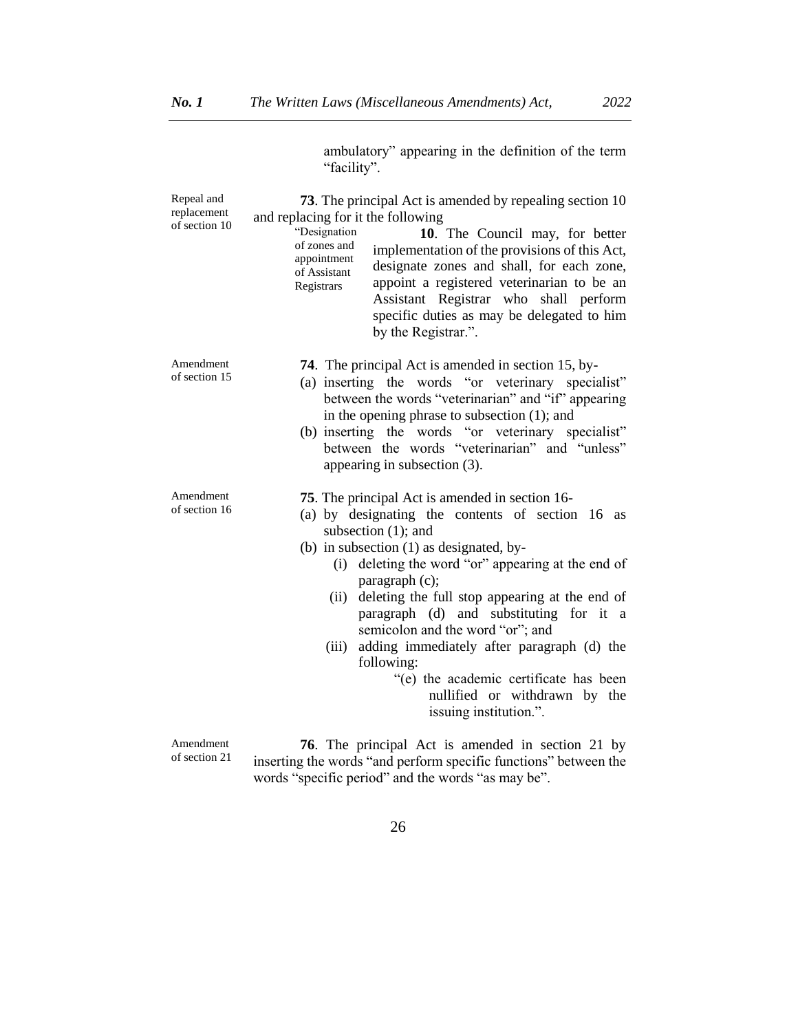ambulatory" appearing in the definition of the term "facility".

Repeal and replacement of section 10

**73**. The principal Act is amended by repealing section 10 and replacing for it the following

"Designation of zones and appointment of Assistant Registrars

**10**. The Council may, for better implementation of the provisions of this Act, designate zones and shall, for each zone, appoint a registered veterinarian to be an Assistant Registrar who shall perform specific duties as may be delegated to him by the Registrar.".

Amendment of section 15

**74**. The principal Act is amended in section 15, by-

(a) inserting the words "or veterinary specialist" between the words "veterinarian" and "if" appearing in the opening phrase to subsection (1); and
(b) inserting the words "or veterinary specialist" between the words "veterinarian" and "unless" appearing in subsection (3).

Amendment of section 16

**75**. The principal Act is amended in section 16-

(a) by designating the contents of section 16 as subsection (1); and
(b) in subsection (1) as designated, by-
   (i) deleting the word "or" appearing at the end of paragraph (c);
   (ii) deleting the full stop appearing at the end of paragraph (d) and substituting for it a semicolon and the word "or"; and
   (iii) adding immediately after paragraph (d) the following:
   "(e) the academic certificate has been nullified or withdrawn by the issuing institution.".

Amendment of section 21

**76**. The principal Act is amended in section 21 by inserting the words "and perform specific functions" between the words "specific period" and the words "as may be".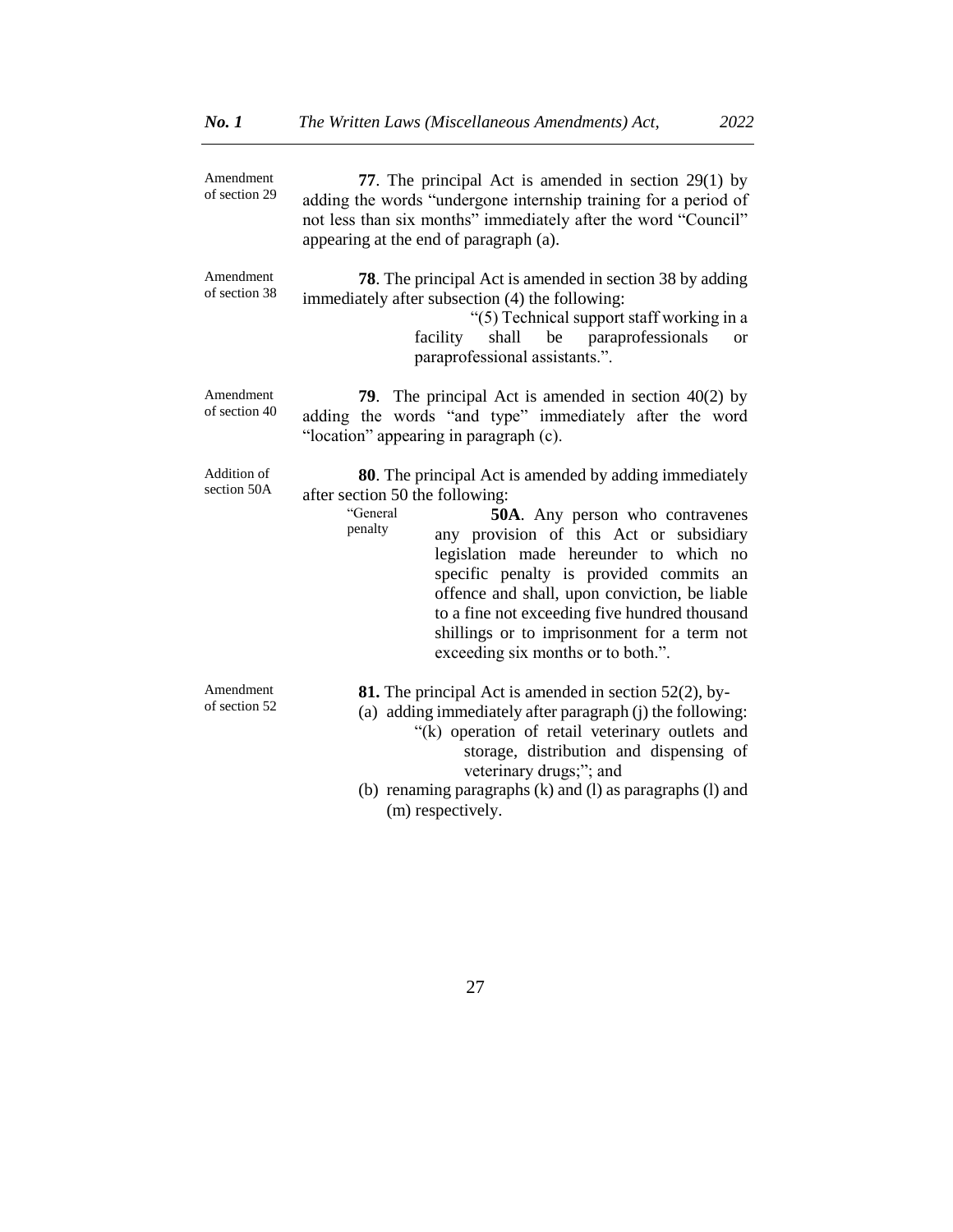Amendment of section 29

**77**. The principal Act is amended in section 29(1) by adding the words "undergone internship training for a period of not less than six months" immediately after the word "Council" appearing at the end of paragraph (a).

Amendment of section 38

**78**. The principal Act is amended in section 38 by adding immediately after subsection (4) the following:

> "(5) Technical support staff working in a facility shall be paraprofessionals or paraprofessional assistants.".

Amendment of section 40

**79**. The principal Act is amended in section 40(2) by adding the words "and type" immediately after the word "location" appearing in paragraph (c).

Addition of section 50A

**80**. The principal Act is amended by adding immediately after section 50 the following:

> "General penalty
>
> **50A**. Any person who contravenes any provision of this Act or subsidiary legislation made hereunder to which no specific penalty is provided commits an offence and shall, upon conviction, be liable to a fine not exceeding five hundred thousand shillings or to imprisonment for a term not exceeding six months or to both.".

Amendment of section 52

**81.** The principal Act is amended in section 52(2), by-

(a) adding immediately after paragraph (j) the following:

> "(k) operation of retail veterinary outlets and storage, distribution and dispensing of veterinary drugs;"; and

(b) renaming paragraphs (k) and (l) as paragraphs (l) and (m) respectively.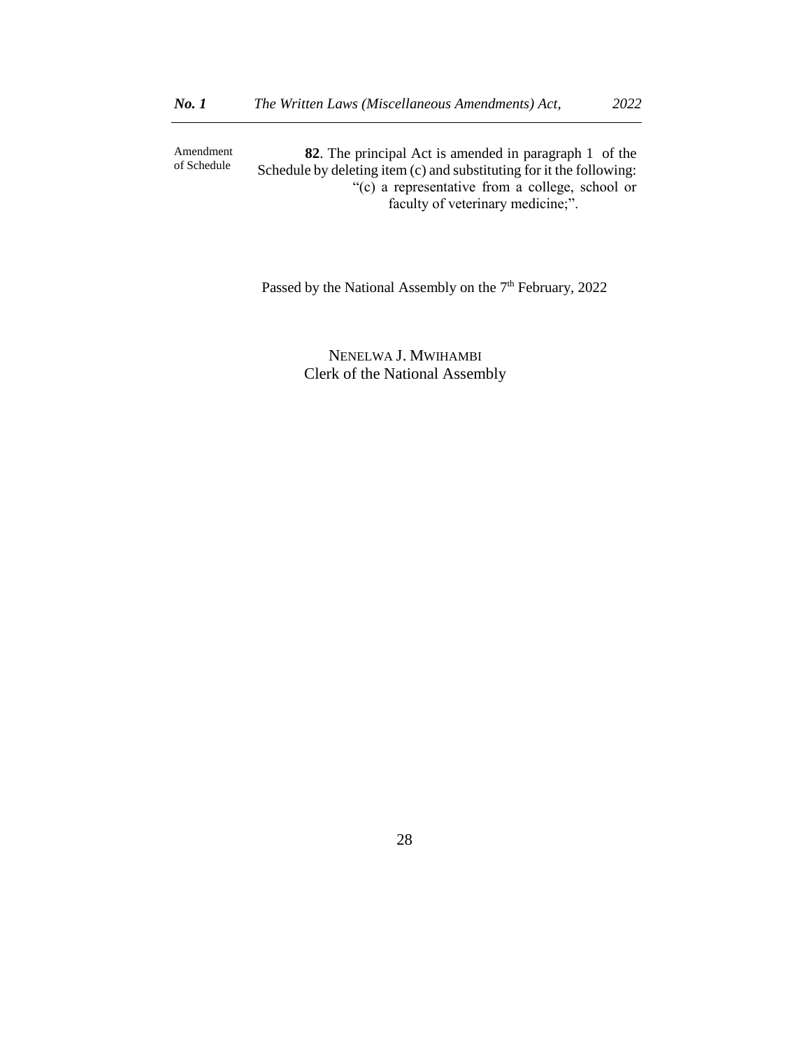Amendment of Schedule

**82**. The principal Act is amended in paragraph 1 of the Schedule by deleting item (c) and substituting for it the following:

"(c) a representative from a college, school or faculty of veterinary medicine;".

Passed by the National Assembly on the 7th February, 2022

NENELWA J. MWIHAMBI
Clerk of the National Assembly